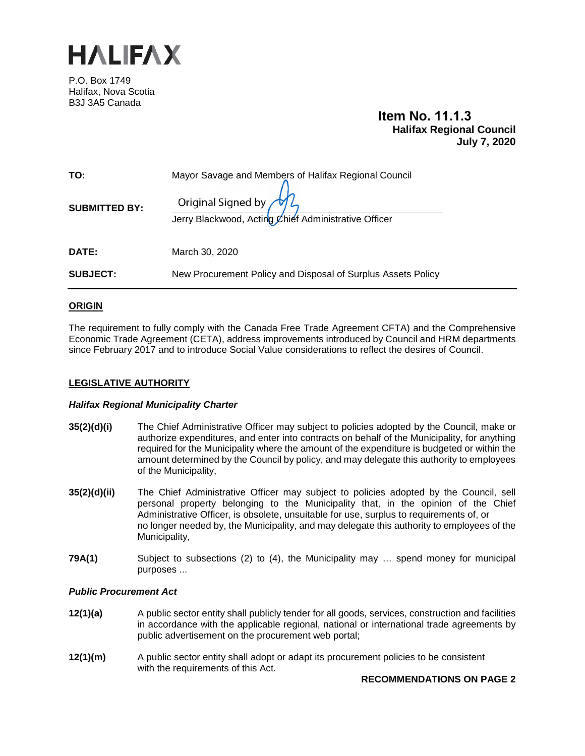# HALIFAX

P.O. Box 1749
Halifax, Nova Scotia
B3J 3A5 Canada

**Item No. 11.1.3**
**Halifax Regional Council**
**July 7, 2020**

| | |
|---|---|
| **TO:** | Mayor Savage and Members of Halifax Regional Council |
| **SUBMITTED BY:** | Original Signed by<br>Jerry Blackwood, Acting Chief Administrative Officer |
| **DATE:** | March 30, 2020 |
| **SUBJECT:** | New Procurement Policy and Disposal of Surplus Assets Policy |

## ORIGIN

The requirement to fully comply with the Canada Free Trade Agreement CFTA) and the Comprehensive Economic Trade Agreement (CETA), address improvements introduced by Council and HRM departments since February 2017 and to introduce Social Value considerations to reflect the desires of Council.

## LEGISLATIVE AUTHORITY

### *Halifax Regional Municipality Charter*

**35(2)(d)(i)** The Chief Administrative Officer may subject to policies adopted by the Council, make or authorize expenditures, and enter into contracts on behalf of the Municipality, for anything required for the Municipality where the amount of the expenditure is budgeted or within the amount determined by the Council by policy, and may delegate this authority to employees of the Municipality,

**35(2)(d)(ii)** The Chief Administrative Officer may subject to policies adopted by the Council, sell personal property belonging to the Municipality that, in the opinion of the Chief Administrative Officer, is obsolete, unsuitable for use, surplus to requirements of, or no longer needed by, the Municipality, and may delegate this authority to employees of the Municipality,

**79A(1)** Subject to subsections (2) to (4), the Municipality may … spend money for municipal purposes ...

### *Public Procurement Act*

**12(1)(a)** A public sector entity shall publicly tender for all goods, services, construction and facilities in accordance with the applicable regional, national or international trade agreements by public advertisement on the procurement web portal;

**12(1)(m)** A public sector entity shall adopt or adapt its procurement policies to be consistent with the requirements of this Act.

**RECOMMENDATIONS ON PAGE 2**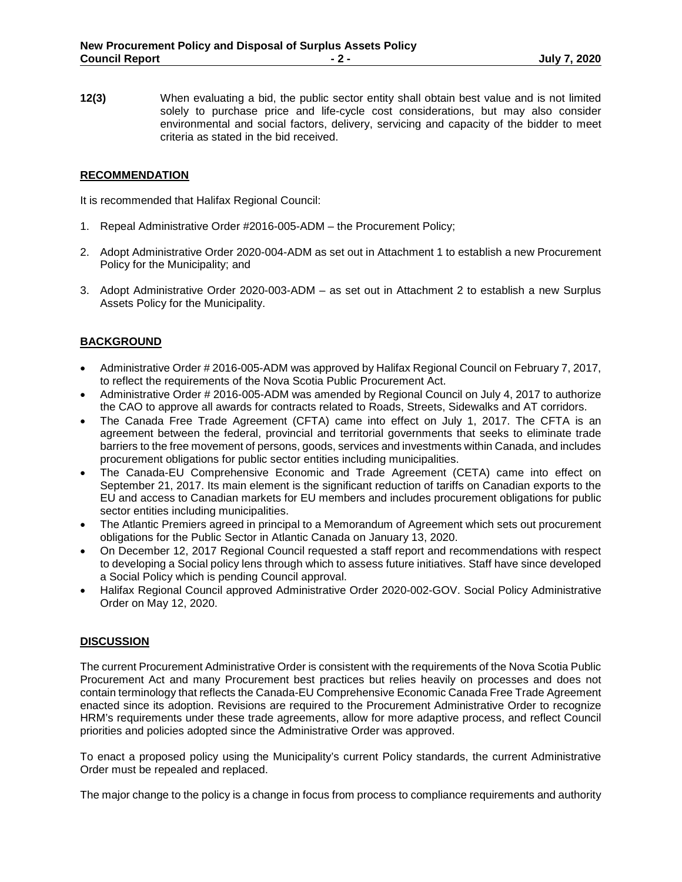**12(3)** When evaluating a bid, the public sector entity shall obtain best value and is not limited solely to purchase price and life-cycle cost considerations, but may also consider environmental and social factors, delivery, servicing and capacity of the bidder to meet criteria as stated in the bid received.

## RECOMMENDATION

It is recommended that Halifax Regional Council:

1. Repeal Administrative Order #2016-005-ADM – the Procurement Policy;
2. Adopt Administrative Order 2020-004-ADM as set out in Attachment 1 to establish a new Procurement Policy for the Municipality; and
3. Adopt Administrative Order 2020-003-ADM – as set out in Attachment 2 to establish a new Surplus Assets Policy for the Municipality.

## BACKGROUND

- Administrative Order # 2016-005-ADM was approved by Halifax Regional Council on February 7, 2017, to reflect the requirements of the Nova Scotia Public Procurement Act.
- Administrative Order # 2016-005-ADM was amended by Regional Council on July 4, 2017 to authorize the CAO to approve all awards for contracts related to Roads, Streets, Sidewalks and AT corridors.
- The Canada Free Trade Agreement (CFTA) came into effect on July 1, 2017. The CFTA is an agreement between the federal, provincial and territorial governments that seeks to eliminate trade barriers to the free movement of persons, goods, services and investments within Canada, and includes procurement obligations for public sector entities including municipalities.
- The Canada-EU Comprehensive Economic and Trade Agreement (CETA) came into effect on September 21, 2017. Its main element is the significant reduction of tariffs on Canadian exports to the EU and access to Canadian markets for EU members and includes procurement obligations for public sector entities including municipalities.
- The Atlantic Premiers agreed in principal to a Memorandum of Agreement which sets out procurement obligations for the Public Sector in Atlantic Canada on January 13, 2020.
- On December 12, 2017 Regional Council requested a staff report and recommendations with respect to developing a Social policy lens through which to assess future initiatives. Staff have since developed a Social Policy which is pending Council approval.
- Halifax Regional Council approved Administrative Order 2020-002-GOV. Social Policy Administrative Order on May 12, 2020.

## DISCUSSION

The current Procurement Administrative Order is consistent with the requirements of the Nova Scotia Public Procurement Act and many Procurement best practices but relies heavily on processes and does not contain terminology that reflects the Canada-EU Comprehensive Economic Canada Free Trade Agreement enacted since its adoption. Revisions are required to the Procurement Administrative Order to recognize HRM's requirements under these trade agreements, allow for more adaptive process, and reflect Council priorities and policies adopted since the Administrative Order was approved.

To enact a proposed policy using the Municipality's current Policy standards, the current Administrative Order must be repealed and replaced.

The major change to the policy is a change in focus from process to compliance requirements and authority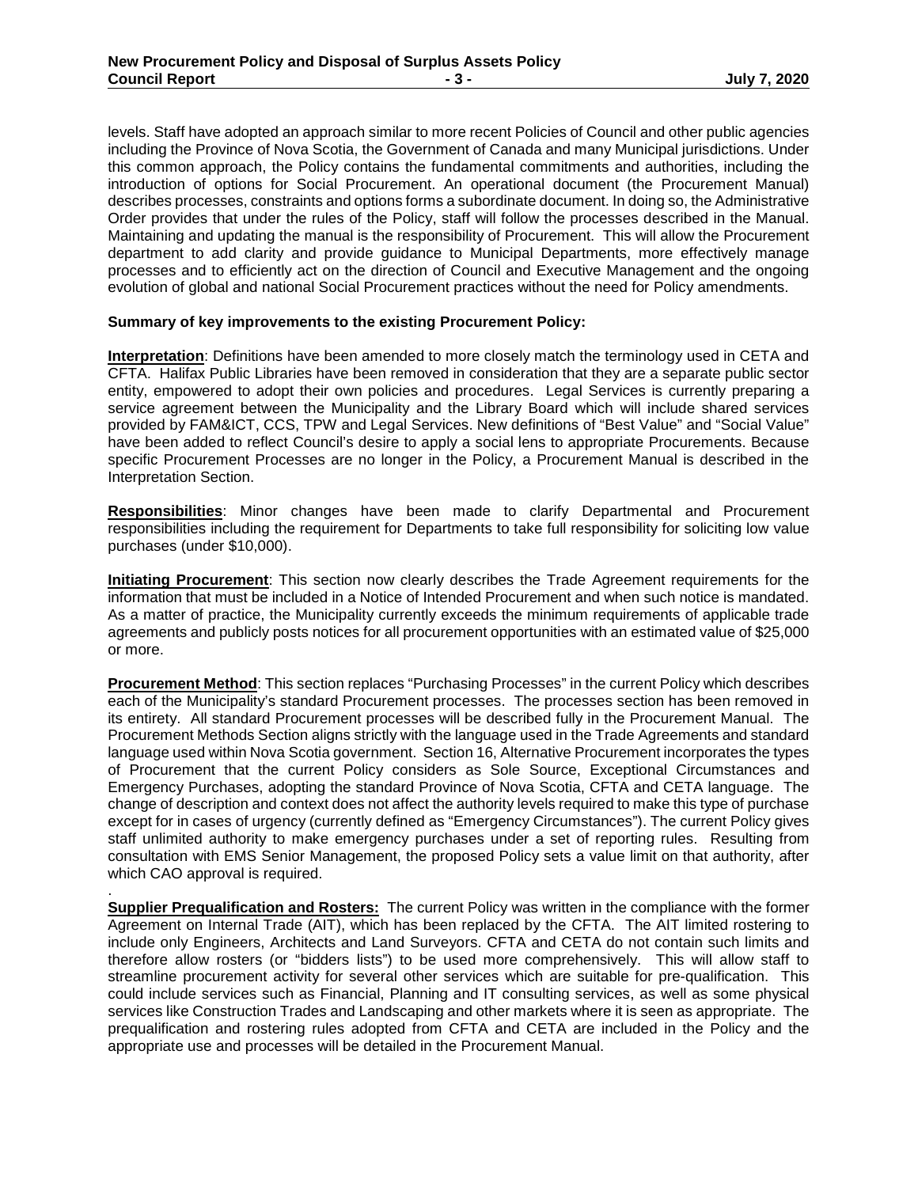levels. Staff have adopted an approach similar to more recent Policies of Council and other public agencies including the Province of Nova Scotia, the Government of Canada and many Municipal jurisdictions. Under this common approach, the Policy contains the fundamental commitments and authorities, including the introduction of options for Social Procurement. An operational document (the Procurement Manual) describes processes, constraints and options forms a subordinate document. In doing so, the Administrative Order provides that under the rules of the Policy, staff will follow the processes described in the Manual. Maintaining and updating the manual is the responsibility of Procurement. This will allow the Procurement department to add clarity and provide guidance to Municipal Departments, more effectively manage processes and to efficiently act on the direction of Council and Executive Management and the ongoing evolution of global and national Social Procurement practices without the need for Policy amendments.

**Summary of key improvements to the existing Procurement Policy:**

**Interpretation**: Definitions have been amended to more closely match the terminology used in CETA and CFTA. Halifax Public Libraries have been removed in consideration that they are a separate public sector entity, empowered to adopt their own policies and procedures. Legal Services is currently preparing a service agreement between the Municipality and the Library Board which will include shared services provided by FAM&ICT, CCS, TPW and Legal Services. New definitions of "Best Value" and "Social Value" have been added to reflect Council's desire to apply a social lens to appropriate Procurements. Because specific Procurement Processes are no longer in the Policy, a Procurement Manual is described in the Interpretation Section.

**Responsibilities**: Minor changes have been made to clarify Departmental and Procurement responsibilities including the requirement for Departments to take full responsibility for soliciting low value purchases (under $10,000).

**Initiating Procurement**: This section now clearly describes the Trade Agreement requirements for the information that must be included in a Notice of Intended Procurement and when such notice is mandated. As a matter of practice, the Municipality currently exceeds the minimum requirements of applicable trade agreements and publicly posts notices for all procurement opportunities with an estimated value of $25,000 or more.

**Procurement Method**: This section replaces "Purchasing Processes" in the current Policy which describes each of the Municipality's standard Procurement processes. The processes section has been removed in its entirety. All standard Procurement processes will be described fully in the Procurement Manual. The Procurement Methods Section aligns strictly with the language used in the Trade Agreements and standard language used within Nova Scotia government. Section 16, Alternative Procurement incorporates the types of Procurement that the current Policy considers as Sole Source, Exceptional Circumstances and Emergency Purchases, adopting the standard Province of Nova Scotia, CFTA and CETA language. The change of description and context does not affect the authority levels required to make this type of purchase except for in cases of urgency (currently defined as "Emergency Circumstances"). The current Policy gives staff unlimited authority to make emergency purchases under a set of reporting rules. Resulting from consultation with EMS Senior Management, the proposed Policy sets a value limit on that authority, after which CAO approval is required.

**Supplier Prequalification and Rosters:** The current Policy was written in the compliance with the former Agreement on Internal Trade (AIT), which has been replaced by the CFTA. The AIT limited rostering to include only Engineers, Architects and Land Surveyors. CFTA and CETA do not contain such limits and therefore allow rosters (or "bidders lists") to be used more comprehensively. This will allow staff to streamline procurement activity for several other services which are suitable for pre-qualification. This could include services such as Financial, Planning and IT consulting services, as well as some physical services like Construction Trades and Landscaping and other markets where it is seen as appropriate. The prequalification and rostering rules adopted from CFTA and CETA are included in the Policy and the appropriate use and processes will be detailed in the Procurement Manual.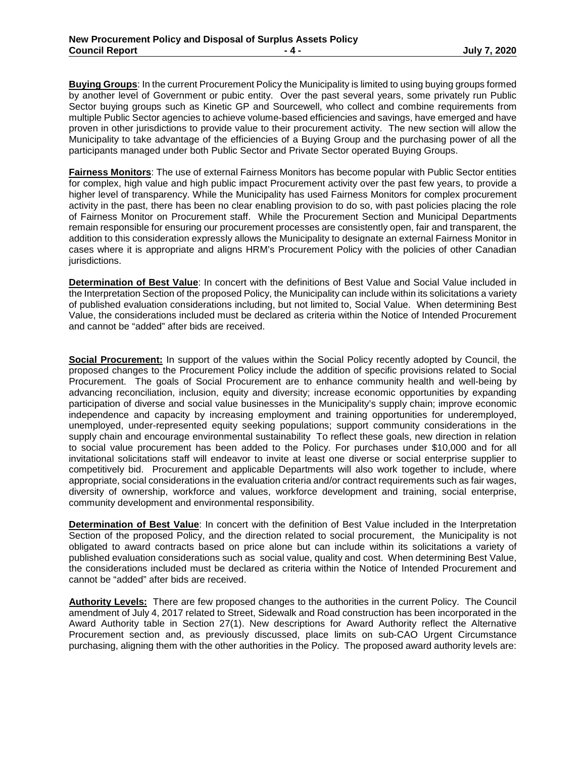**Buying Groups**: In the current Procurement Policy the Municipality is limited to using buying groups formed by another level of Government or pubic entity. Over the past several years, some privately run Public Sector buying groups such as Kinetic GP and Sourcewell, who collect and combine requirements from multiple Public Sector agencies to achieve volume-based efficiencies and savings, have emerged and have proven in other jurisdictions to provide value to their procurement activity. The new section will allow the Municipality to take advantage of the efficiencies of a Buying Group and the purchasing power of all the participants managed under both Public Sector and Private Sector operated Buying Groups.

**Fairness Monitors**: The use of external Fairness Monitors has become popular with Public Sector entities for complex, high value and high public impact Procurement activity over the past few years, to provide a higher level of transparency. While the Municipality has used Fairness Monitors for complex procurement activity in the past, there has been no clear enabling provision to do so, with past policies placing the role of Fairness Monitor on Procurement staff. While the Procurement Section and Municipal Departments remain responsible for ensuring our procurement processes are consistently open, fair and transparent, the addition to this consideration expressly allows the Municipality to designate an external Fairness Monitor in cases where it is appropriate and aligns HRM's Procurement Policy with the policies of other Canadian jurisdictions.

**Determination of Best Value**: In concert with the definitions of Best Value and Social Value included in the Interpretation Section of the proposed Policy, the Municipality can include within its solicitations a variety of published evaluation considerations including, but not limited to, Social Value. When determining Best Value, the considerations included must be declared as criteria within the Notice of Intended Procurement and cannot be "added" after bids are received.

**Social Procurement:** In support of the values within the Social Policy recently adopted by Council, the proposed changes to the Procurement Policy include the addition of specific provisions related to Social Procurement. The goals of Social Procurement are to enhance community health and well-being by advancing reconciliation, inclusion, equity and diversity; increase economic opportunities by expanding participation of diverse and social value businesses in the Municipality's supply chain; improve economic independence and capacity by increasing employment and training opportunities for underemployed, unemployed, under-represented equity seeking populations; support community considerations in the supply chain and encourage environmental sustainability To reflect these goals, new direction in relation to social value procurement has been added to the Policy. For purchases under $10,000 and for all invitational solicitations staff will endeavor to invite at least one diverse or social enterprise supplier to competitively bid. Procurement and applicable Departments will also work together to include, where appropriate, social considerations in the evaluation criteria and/or contract requirements such as fair wages, diversity of ownership, workforce and values, workforce development and training, social enterprise, community development and environmental responsibility.

**Determination of Best Value**: In concert with the definition of Best Value included in the Interpretation Section of the proposed Policy, and the direction related to social procurement, the Municipality is not obligated to award contracts based on price alone but can include within its solicitations a variety of published evaluation considerations such as social value, quality and cost. When determining Best Value, the considerations included must be declared as criteria within the Notice of Intended Procurement and cannot be "added" after bids are received.

**Authority Levels:** There are few proposed changes to the authorities in the current Policy. The Council amendment of July 4, 2017 related to Street, Sidewalk and Road construction has been incorporated in the Award Authority table in Section 27(1). New descriptions for Award Authority reflect the Alternative Procurement section and, as previously discussed, place limits on sub-CAO Urgent Circumstance purchasing, aligning them with the other authorities in the Policy. The proposed award authority levels are: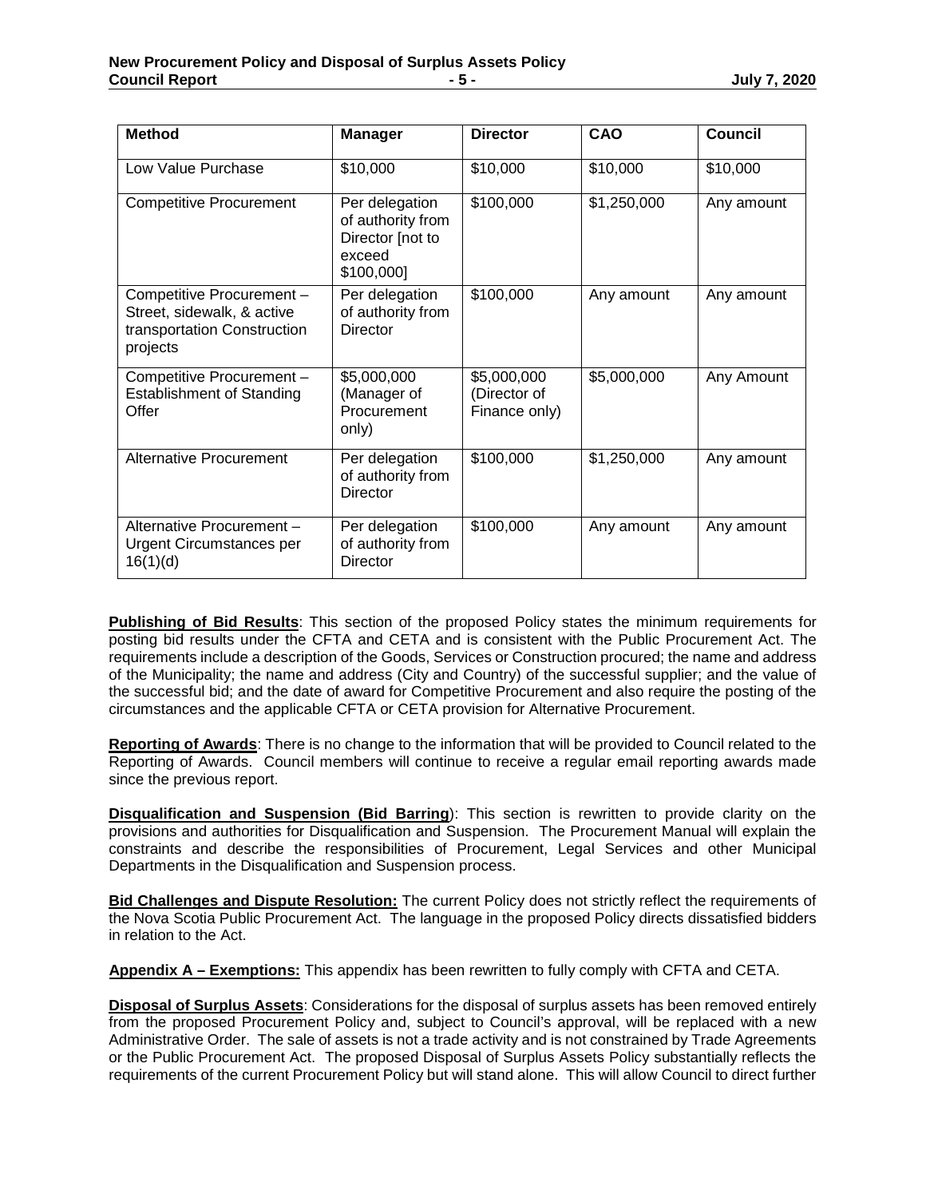| Method | Manager | Director | CAO | Council |
|---|---|---|---|---|
| Low Value Purchase | $10,000 | $10,000 | $10,000 | $10,000 |
| Competitive Procurement | Per delegation of authority from Director [not to exceed $100,000] | $100,000 | $1,250,000 | Any amount |
| Competitive Procurement – Street, sidewalk, & active transportation Construction projects | Per delegation of authority from Director | $100,000 | Any amount | Any amount |
| Competitive Procurement – Establishment of Standing Offer | $5,000,000 (Manager of Procurement only) | $5,000,000 (Director of Finance only) | $5,000,000 | Any Amount |
| Alternative Procurement | Per delegation of authority from Director | $100,000 | $1,250,000 | Any amount |
| Alternative Procurement – Urgent Circumstances per 16(1)(d) | Per delegation of authority from Director | $100,000 | Any amount | Any amount |

**Publishing of Bid Results**: This section of the proposed Policy states the minimum requirements for posting bid results under the CFTA and CETA and is consistent with the Public Procurement Act. The requirements include a description of the Goods, Services or Construction procured; the name and address of the Municipality; the name and address (City and Country) of the successful supplier; and the value of the successful bid; and the date of award for Competitive Procurement and also require the posting of the circumstances and the applicable CFTA or CETA provision for Alternative Procurement.

**Reporting of Awards**: There is no change to the information that will be provided to Council related to the Reporting of Awards. Council members will continue to receive a regular email reporting awards made since the previous report.

**Disqualification and Suspension (Bid Barring)**: This section is rewritten to provide clarity on the provisions and authorities for Disqualification and Suspension. The Procurement Manual will explain the constraints and describe the responsibilities of Procurement, Legal Services and other Municipal Departments in the Disqualification and Suspension process.

**Bid Challenges and Dispute Resolution:** The current Policy does not strictly reflect the requirements of the Nova Scotia Public Procurement Act. The language in the proposed Policy directs dissatisfied bidders in relation to the Act.

**Appendix A – Exemptions:** This appendix has been rewritten to fully comply with CFTA and CETA.

**Disposal of Surplus Assets**: Considerations for the disposal of surplus assets has been removed entirely from the proposed Procurement Policy and, subject to Council's approval, will be replaced with a new Administrative Order. The sale of assets is not a trade activity and is not constrained by Trade Agreements or the Public Procurement Act. The proposed Disposal of Surplus Assets Policy substantially reflects the requirements of the current Procurement Policy but will stand alone. This will allow Council to direct further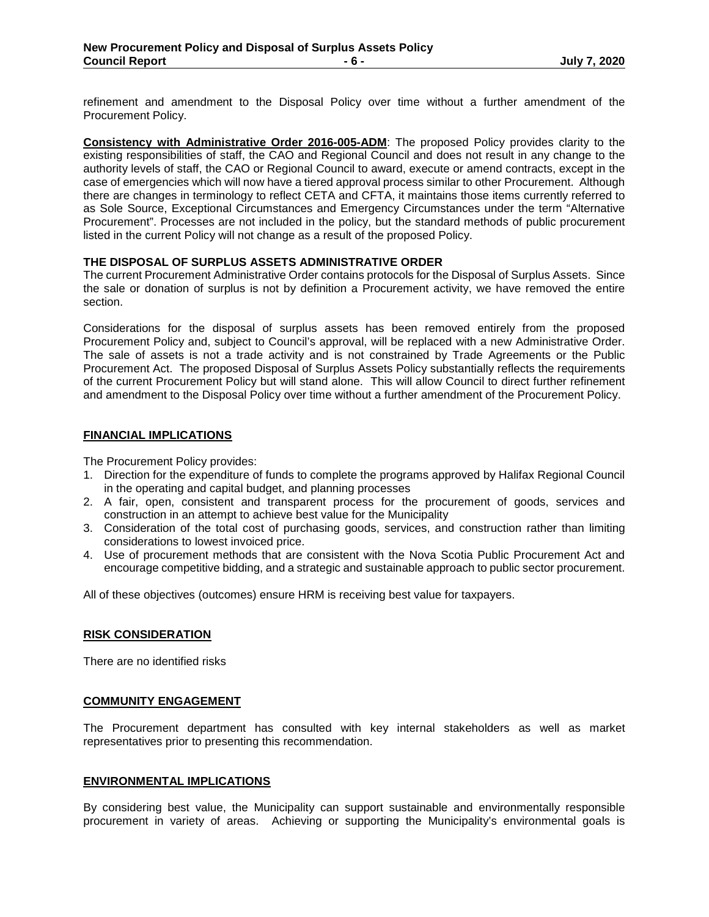refinement and amendment to the Disposal Policy over time without a further amendment of the Procurement Policy.

**Consistency with Administrative Order 2016-005-ADM**: The proposed Policy provides clarity to the existing responsibilities of staff, the CAO and Regional Council and does not result in any change to the authority levels of staff, the CAO or Regional Council to award, execute or amend contracts, except in the case of emergencies which will now have a tiered approval process similar to other Procurement. Although there are changes in terminology to reflect CETA and CFTA, it maintains those items currently referred to as Sole Source, Exceptional Circumstances and Emergency Circumstances under the term "Alternative Procurement". Processes are not included in the policy, but the standard methods of public procurement listed in the current Policy will not change as a result of the proposed Policy.

**THE DISPOSAL OF SURPLUS ASSETS ADMINISTRATIVE ORDER**

The current Procurement Administrative Order contains protocols for the Disposal of Surplus Assets. Since the sale or donation of surplus is not by definition a Procurement activity, we have removed the entire section.

Considerations for the disposal of surplus assets has been removed entirely from the proposed Procurement Policy and, subject to Council's approval, will be replaced with a new Administrative Order. The sale of assets is not a trade activity and is not constrained by Trade Agreements or the Public Procurement Act. The proposed Disposal of Surplus Assets Policy substantially reflects the requirements of the current Procurement Policy but will stand alone. This will allow Council to direct further refinement and amendment to the Disposal Policy over time without a further amendment of the Procurement Policy.

## FINANCIAL IMPLICATIONS

The Procurement Policy provides:

1. Direction for the expenditure of funds to complete the programs approved by Halifax Regional Council in the operating and capital budget, and planning processes
2. A fair, open, consistent and transparent process for the procurement of goods, services and construction in an attempt to achieve best value for the Municipality
3. Consideration of the total cost of purchasing goods, services, and construction rather than limiting considerations to lowest invoiced price.
4. Use of procurement methods that are consistent with the Nova Scotia Public Procurement Act and encourage competitive bidding, and a strategic and sustainable approach to public sector procurement.

All of these objectives (outcomes) ensure HRM is receiving best value for taxpayers.

## RISK CONSIDERATION

There are no identified risks

## COMMUNITY ENGAGEMENT

The Procurement department has consulted with key internal stakeholders as well as market representatives prior to presenting this recommendation.

## ENVIRONMENTAL IMPLICATIONS

By considering best value, the Municipality can support sustainable and environmentally responsible procurement in variety of areas. Achieving or supporting the Municipality's environmental goals is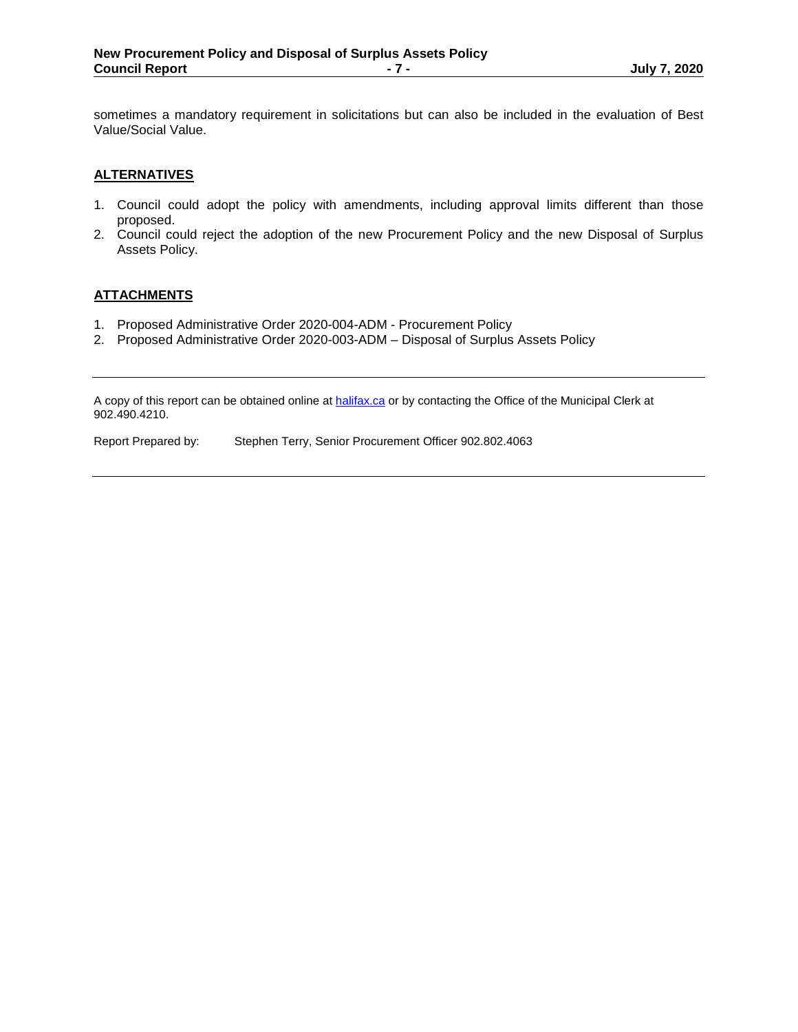sometimes a mandatory requirement in solicitations but can also be included in the evaluation of Best Value/Social Value.

## ALTERNATIVES

1. Council could adopt the policy with amendments, including approval limits different than those proposed.
2. Council could reject the adoption of the new Procurement Policy and the new Disposal of Surplus Assets Policy.

## ATTACHMENTS

1. Proposed Administrative Order 2020-004-ADM - Procurement Policy
2. Proposed Administrative Order 2020-003-ADM – Disposal of Surplus Assets Policy

---

A copy of this report can be obtained online at [halifax.ca](http://halifax.ca) or by contacting the Office of the Municipal Clerk at 902.490.4210.

Report Prepared by: Stephen Terry, Senior Procurement Officer 902.802.4063

---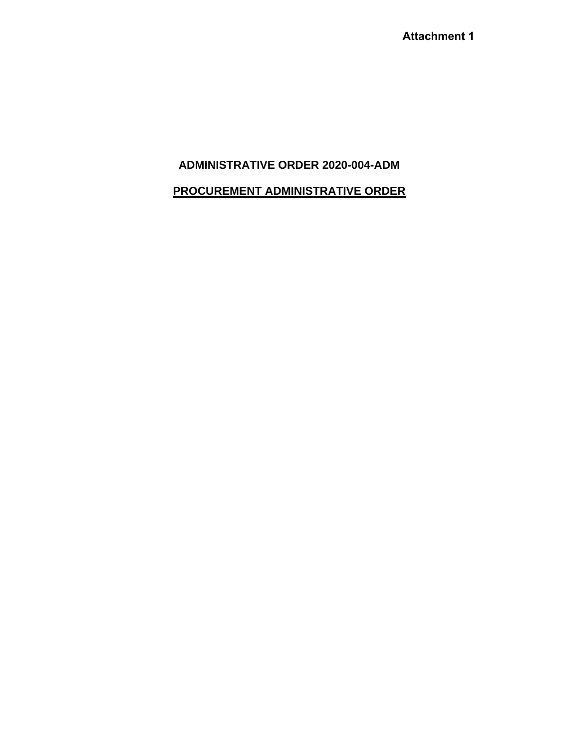**Attachment 1**

# ADMINISTRATIVE ORDER 2020-004-ADM

## PROCUREMENT ADMINISTRATIVE ORDER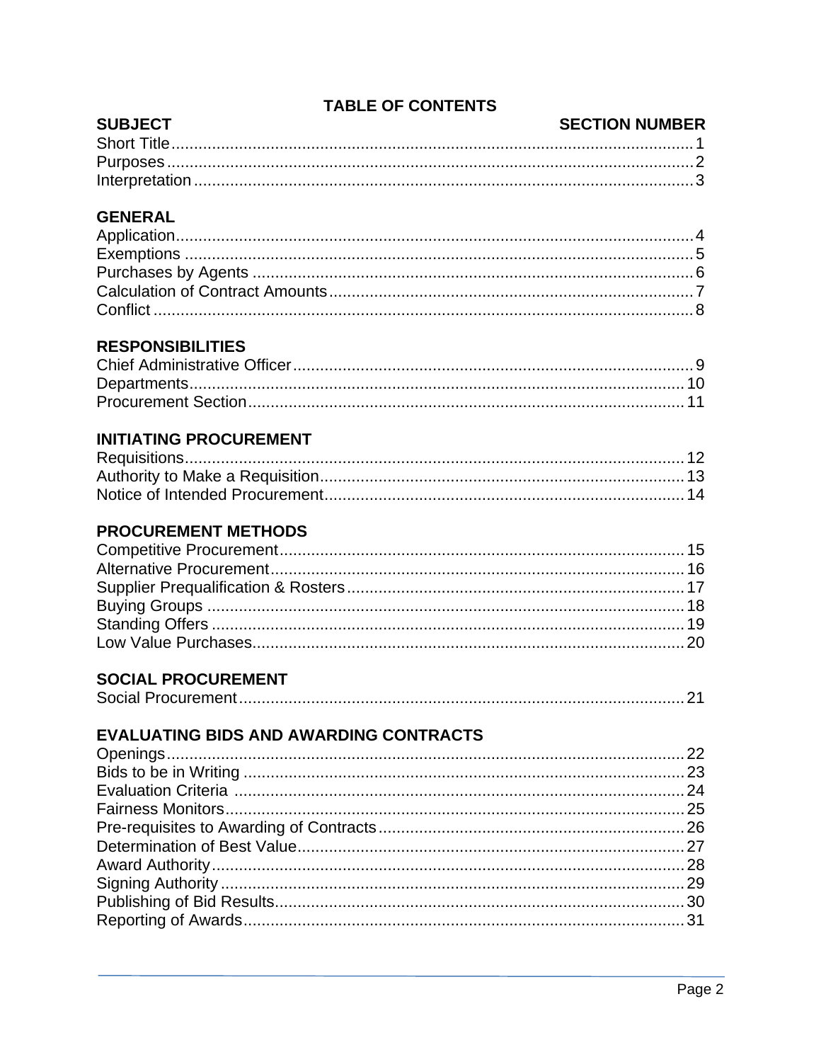# TABLE OF CONTENTS

| SUBJECT | SECTION NUMBER |
|---|---|
| Short Title | 1 |
| Purposes | 2 |
| Interpretation | 3 |
| **GENERAL** | |
| Application | 4 |
| Exemptions | 5 |
| Purchases by Agents | 6 |
| Calculation of Contract Amounts | 7 |
| Conflict | 8 |
| **RESPONSIBILITIES** | |
| Chief Administrative Officer | 9 |
| Departments | 10 |
| Procurement Section | 11 |
| **INITIATING PROCUREMENT** | |
| Requisitions | 12 |
| Authority to Make a Requisition | 13 |
| Notice of Intended Procurement | 14 |
| **PROCUREMENT METHODS** | |
| Competitive Procurement | 15 |
| Alternative Procurement | 16 |
| Supplier Prequalification & Rosters | 17 |
| Buying Groups | 18 |
| Standing Offers | 19 |
| Low Value Purchases | 20 |
| **SOCIAL PROCUREMENT** | |
| Social Procurement | 21 |
| **EVALUATING BIDS AND AWARDING CONTRACTS** | |
| Openings | 22 |
| Bids to be in Writing | 23 |
| Evaluation Criteria | 24 |
| Fairness Monitors | 25 |
| Pre-requisites to Awarding of Contracts | 26 |
| Determination of Best Value | 27 |
| Award Authority | 28 |
| Signing Authority | 29 |
| Publishing of Bid Results | 30 |
| Reporting of Awards | 31 |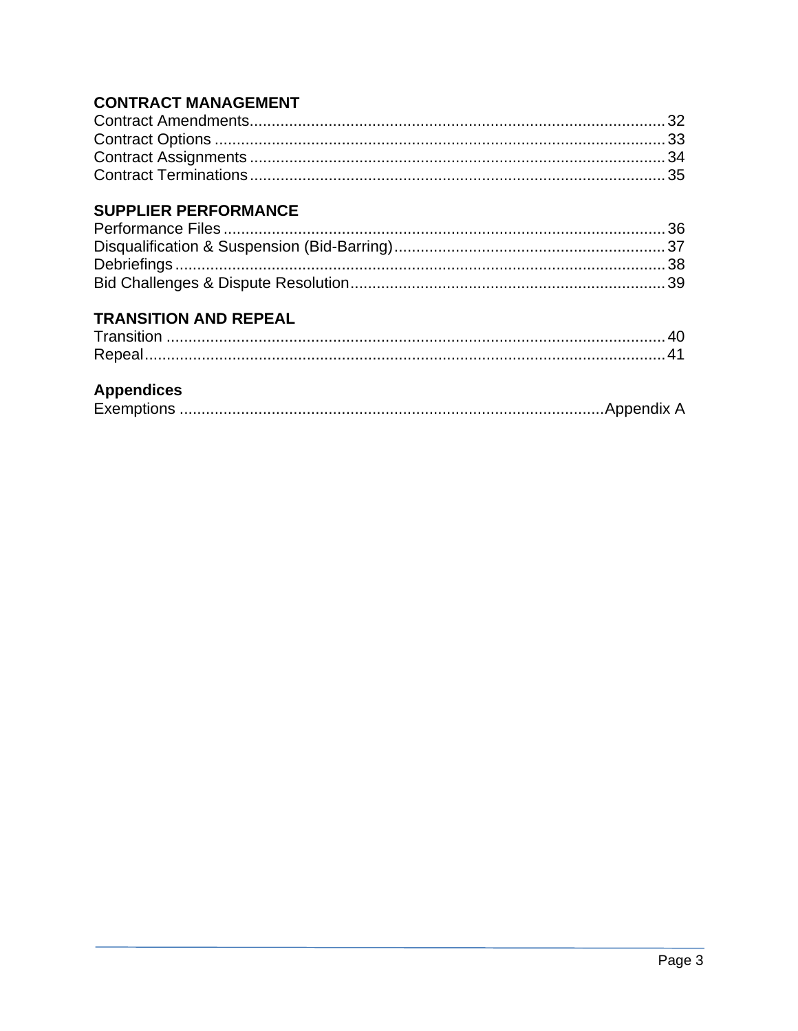**CONTRACT MANAGEMENT**

Contract Amendments................................................................................................32
Contract Options .......................................................................................................33
Contract Assignments ...............................................................................................34
Contract Terminations...............................................................................................35

**SUPPLIER PERFORMANCE**

Performance Files .....................................................................................................36
Disqualification & Suspension (Bid-Barring)..............................................................37
Debriefings ................................................................................................................38
Bid Challenges & Dispute Resolution........................................................................39

**TRANSITION AND REPEAL**

Transition ..................................................................................................................40
Repeal.......................................................................................................................41

**Appendices**

Exemptions ................................................................................................Appendix A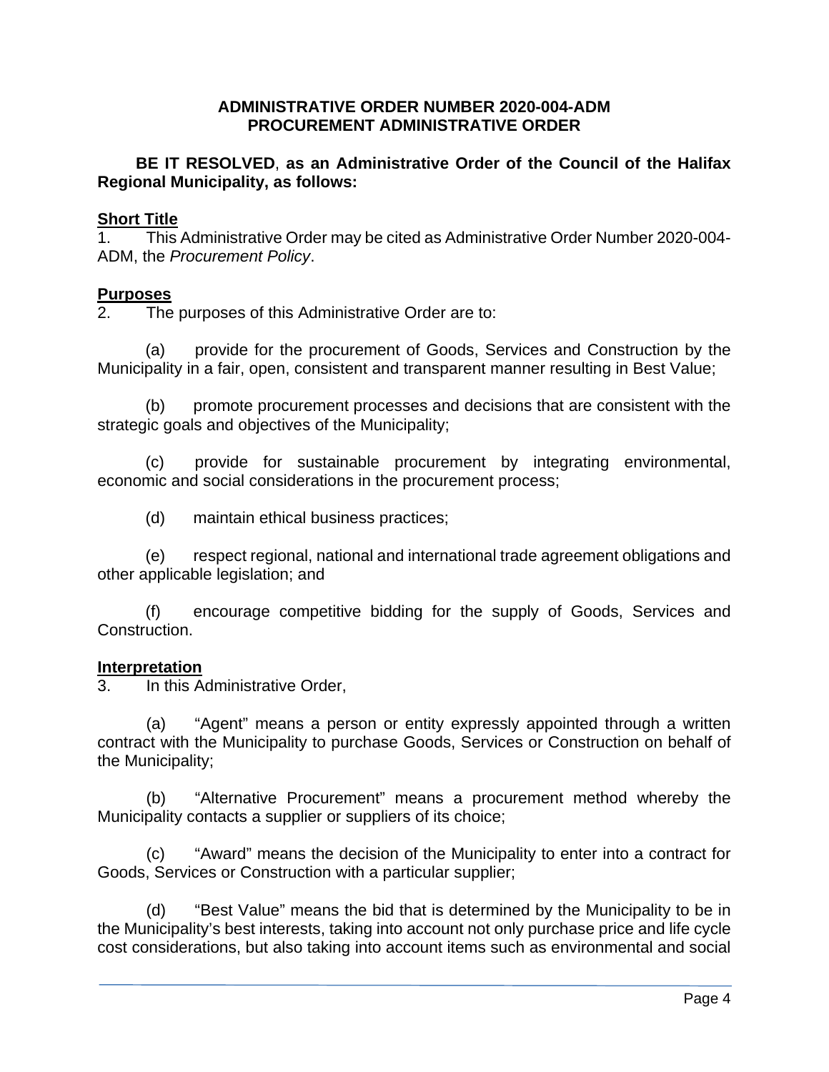**ADMINISTRATIVE ORDER NUMBER 2020-004-ADM**
**PROCUREMENT ADMINISTRATIVE ORDER**

**BE IT RESOLVED, as an Administrative Order of the Council of the Halifax Regional Municipality, as follows:**

## Short Title

1. This Administrative Order may be cited as Administrative Order Number 2020-004-ADM, the *Procurement Policy*.

## Purposes

2. The purposes of this Administrative Order are to:

(a) provide for the procurement of Goods, Services and Construction by the Municipality in a fair, open, consistent and transparent manner resulting in Best Value;

(b) promote procurement processes and decisions that are consistent with the strategic goals and objectives of the Municipality;

(c) provide for sustainable procurement by integrating environmental, economic and social considerations in the procurement process;

(d) maintain ethical business practices;

(e) respect regional, national and international trade agreement obligations and other applicable legislation; and

(f) encourage competitive bidding for the supply of Goods, Services and Construction.

## Interpretation

3. In this Administrative Order,

(a) "Agent" means a person or entity expressly appointed through a written contract with the Municipality to purchase Goods, Services or Construction on behalf of the Municipality;

(b) "Alternative Procurement" means a procurement method whereby the Municipality contacts a supplier or suppliers of its choice;

(c) "Award" means the decision of the Municipality to enter into a contract for Goods, Services or Construction with a particular supplier;

(d) "Best Value" means the bid that is determined by the Municipality to be in the Municipality's best interests, taking into account not only purchase price and life cycle cost considerations, but also taking into account items such as environmental and social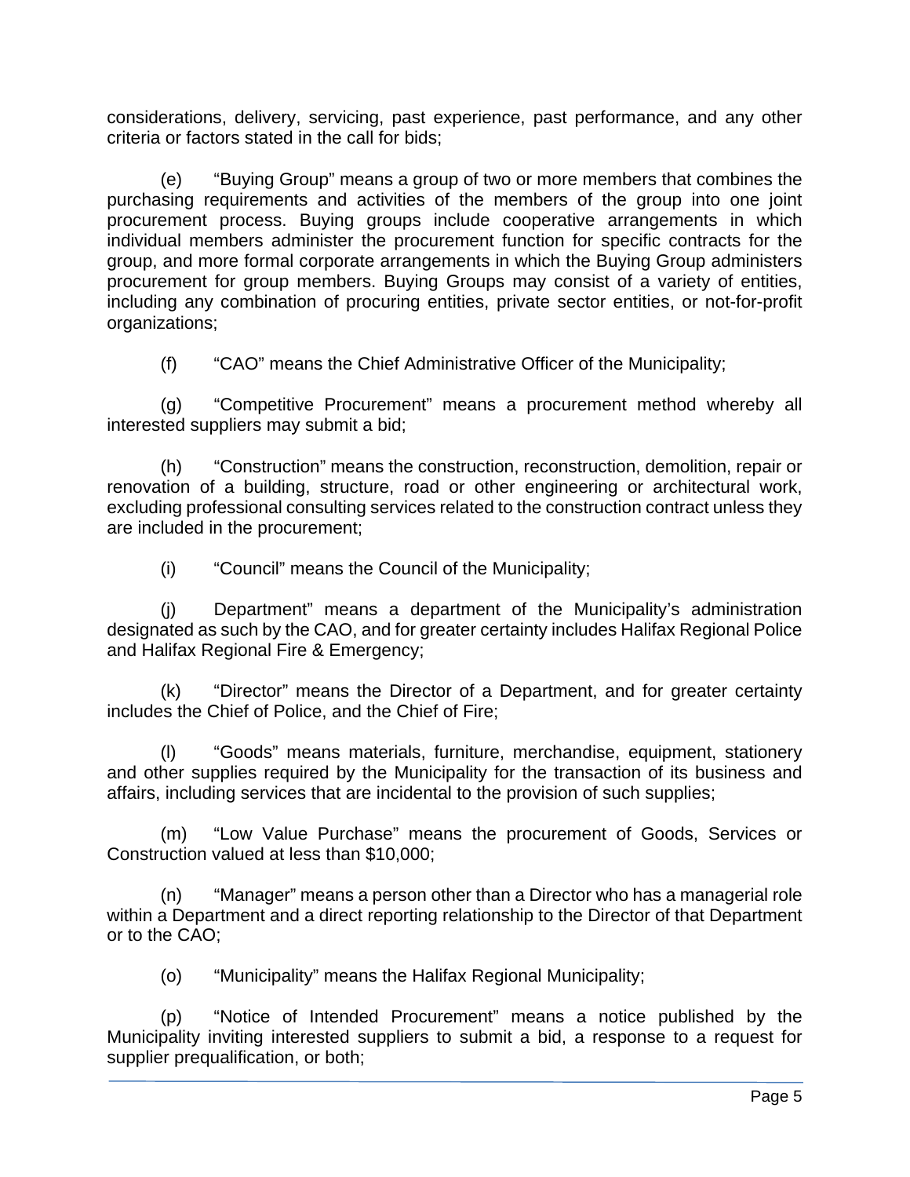considerations, delivery, servicing, past experience, past performance, and any other criteria or factors stated in the call for bids;

(e) "Buying Group" means a group of two or more members that combines the purchasing requirements and activities of the members of the group into one joint procurement process. Buying groups include cooperative arrangements in which individual members administer the procurement function for specific contracts for the group, and more formal corporate arrangements in which the Buying Group administers procurement for group members. Buying Groups may consist of a variety of entities, including any combination of procuring entities, private sector entities, or not-for-profit organizations;

(f) "CAO" means the Chief Administrative Officer of the Municipality;

(g) "Competitive Procurement" means a procurement method whereby all interested suppliers may submit a bid;

(h) "Construction" means the construction, reconstruction, demolition, repair or renovation of a building, structure, road or other engineering or architectural work, excluding professional consulting services related to the construction contract unless they are included in the procurement;

(i) "Council" means the Council of the Municipality;

(j) Department" means a department of the Municipality's administration designated as such by the CAO, and for greater certainty includes Halifax Regional Police and Halifax Regional Fire & Emergency;

(k) "Director" means the Director of a Department, and for greater certainty includes the Chief of Police, and the Chief of Fire;

(l) "Goods" means materials, furniture, merchandise, equipment, stationery and other supplies required by the Municipality for the transaction of its business and affairs, including services that are incidental to the provision of such supplies;

(m) "Low Value Purchase" means the procurement of Goods, Services or Construction valued at less than $10,000;

(n) "Manager" means a person other than a Director who has a managerial role within a Department and a direct reporting relationship to the Director of that Department or to the CAO;

(o) "Municipality" means the Halifax Regional Municipality;

(p) "Notice of Intended Procurement" means a notice published by the Municipality inviting interested suppliers to submit a bid, a response to a request for supplier prequalification, or both;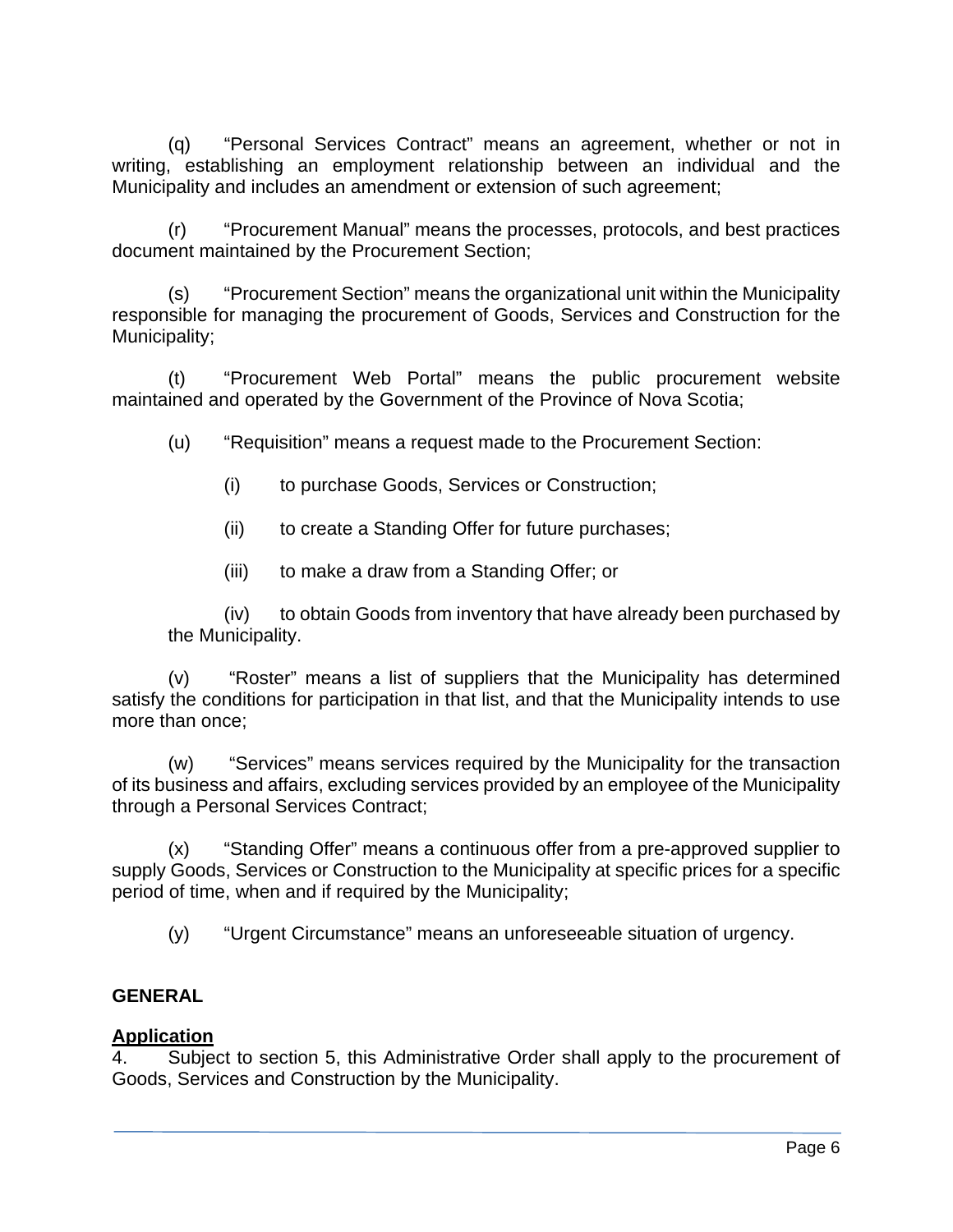(q) “Personal Services Contract” means an agreement, whether or not in writing, establishing an employment relationship between an individual and the Municipality and includes an amendment or extension of such agreement;

(r) “Procurement Manual” means the processes, protocols, and best practices document maintained by the Procurement Section;

(s) “Procurement Section” means the organizational unit within the Municipality responsible for managing the procurement of Goods, Services and Construction for the Municipality;

(t) “Procurement Web Portal” means the public procurement website maintained and operated by the Government of the Province of Nova Scotia;

(u) “Requisition” means a request made to the Procurement Section:

(i) to purchase Goods, Services or Construction;

(ii) to create a Standing Offer for future purchases;

(iii) to make a draw from a Standing Offer; or

(iv) to obtain Goods from inventory that have already been purchased by the Municipality.

(v) “Roster” means a list of suppliers that the Municipality has determined satisfy the conditions for participation in that list, and that the Municipality intends to use more than once;

(w) “Services” means services required by the Municipality for the transaction of its business and affairs, excluding services provided by an employee of the Municipality through a Personal Services Contract;

(x) “Standing Offer” means a continuous offer from a pre-approved supplier to supply Goods, Services or Construction to the Municipality at specific prices for a specific period of time, when and if required by the Municipality;

(y) “Urgent Circumstance” means an unforeseeable situation of urgency.

## GENERAL

### Application

4. Subject to section 5, this Administrative Order shall apply to the procurement of Goods, Services and Construction by the Municipality.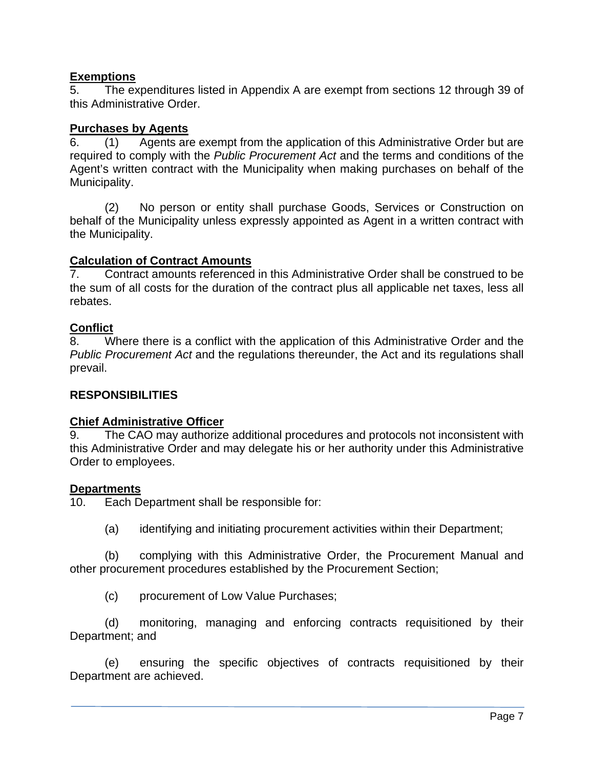**Exemptions**

5. The expenditures listed in Appendix A are exempt from sections 12 through 39 of this Administrative Order.

**Purchases by Agents**

6. (1) Agents are exempt from the application of this Administrative Order but are required to comply with the *Public Procurement Act* and the terms and conditions of the Agent's written contract with the Municipality when making purchases on behalf of the Municipality.

(2) No person or entity shall purchase Goods, Services or Construction on behalf of the Municipality unless expressly appointed as Agent in a written contract with the Municipality.

**Calculation of Contract Amounts**

7. Contract amounts referenced in this Administrative Order shall be construed to be the sum of all costs for the duration of the contract plus all applicable net taxes, less all rebates.

**Conflict**

8. Where there is a conflict with the application of this Administrative Order and the *Public Procurement Act* and the regulations thereunder, the Act and its regulations shall prevail.

## RESPONSIBILITIES

**Chief Administrative Officer**

9. The CAO may authorize additional procedures and protocols not inconsistent with this Administrative Order and may delegate his or her authority under this Administrative Order to employees.

**Departments**

10. Each Department shall be responsible for:

(a) identifying and initiating procurement activities within their Department;

(b) complying with this Administrative Order, the Procurement Manual and other procurement procedures established by the Procurement Section;

(c) procurement of Low Value Purchases;

(d) monitoring, managing and enforcing contracts requisitioned by their Department; and

(e) ensuring the specific objectives of contracts requisitioned by their Department are achieved.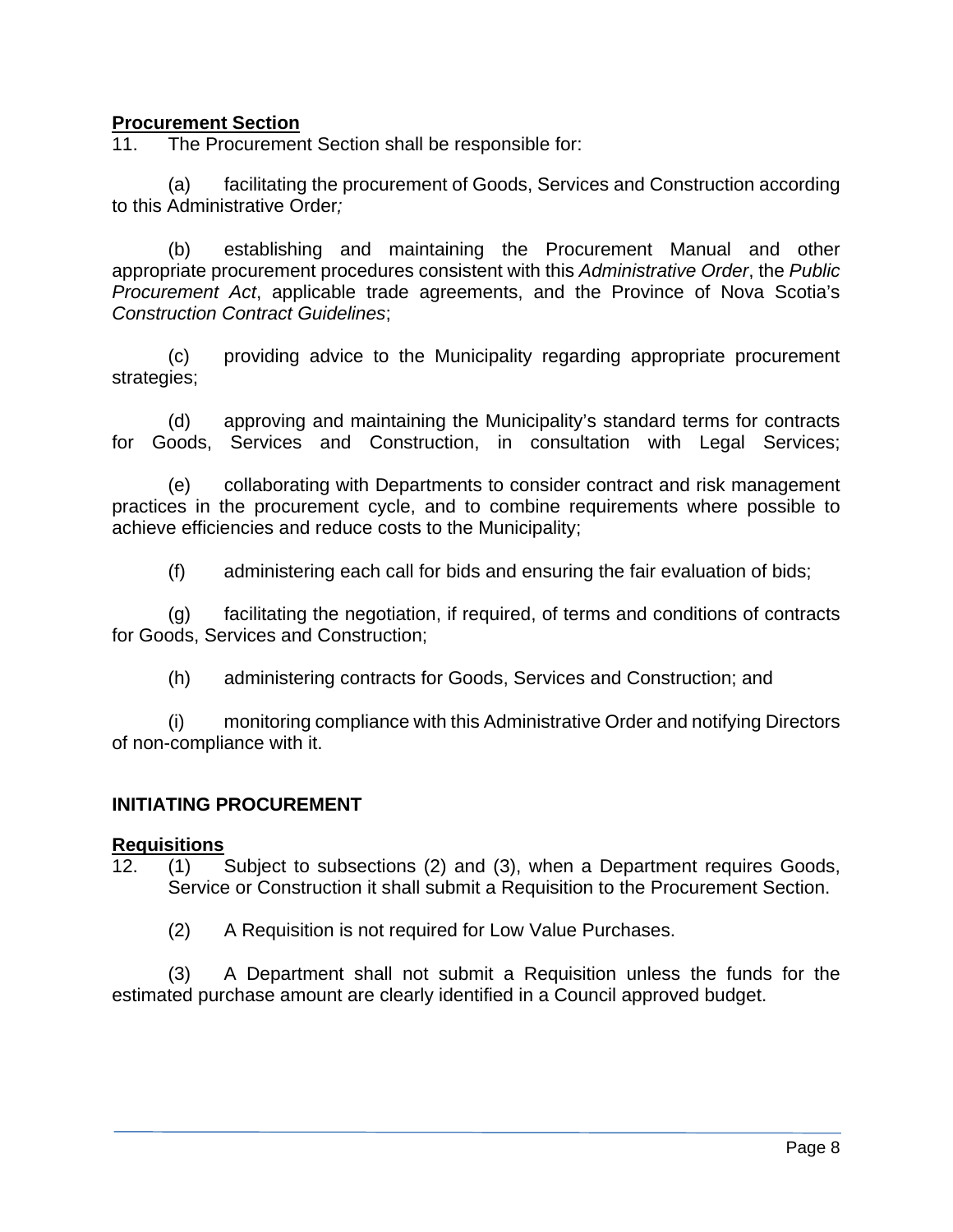**Procurement Section**

11. The Procurement Section shall be responsible for:

(a) facilitating the procurement of Goods, Services and Construction according to this Administrative Order*;*

(b) establishing and maintaining the Procurement Manual and other appropriate procurement procedures consistent with this *Administrative Order*, the *Public Procurement Act*, applicable trade agreements, and the Province of Nova Scotia's *Construction Contract Guidelines*;

(c) providing advice to the Municipality regarding appropriate procurement strategies;

(d) approving and maintaining the Municipality's standard terms for contracts for Goods, Services and Construction, in consultation with Legal Services;

(e) collaborating with Departments to consider contract and risk management practices in the procurement cycle, and to combine requirements where possible to achieve efficiencies and reduce costs to the Municipality;

(f) administering each call for bids and ensuring the fair evaluation of bids;

(g) facilitating the negotiation, if required, of terms and conditions of contracts for Goods, Services and Construction;

(h) administering contracts for Goods, Services and Construction; and

(i) monitoring compliance with this Administrative Order and notifying Directors of non-compliance with it.

**INITIATING PROCUREMENT**

**Requisitions**

12. (1) Subject to subsections (2) and (3), when a Department requires Goods, Service or Construction it shall submit a Requisition to the Procurement Section.

(2) A Requisition is not required for Low Value Purchases.

(3) A Department shall not submit a Requisition unless the funds for the estimated purchase amount are clearly identified in a Council approved budget.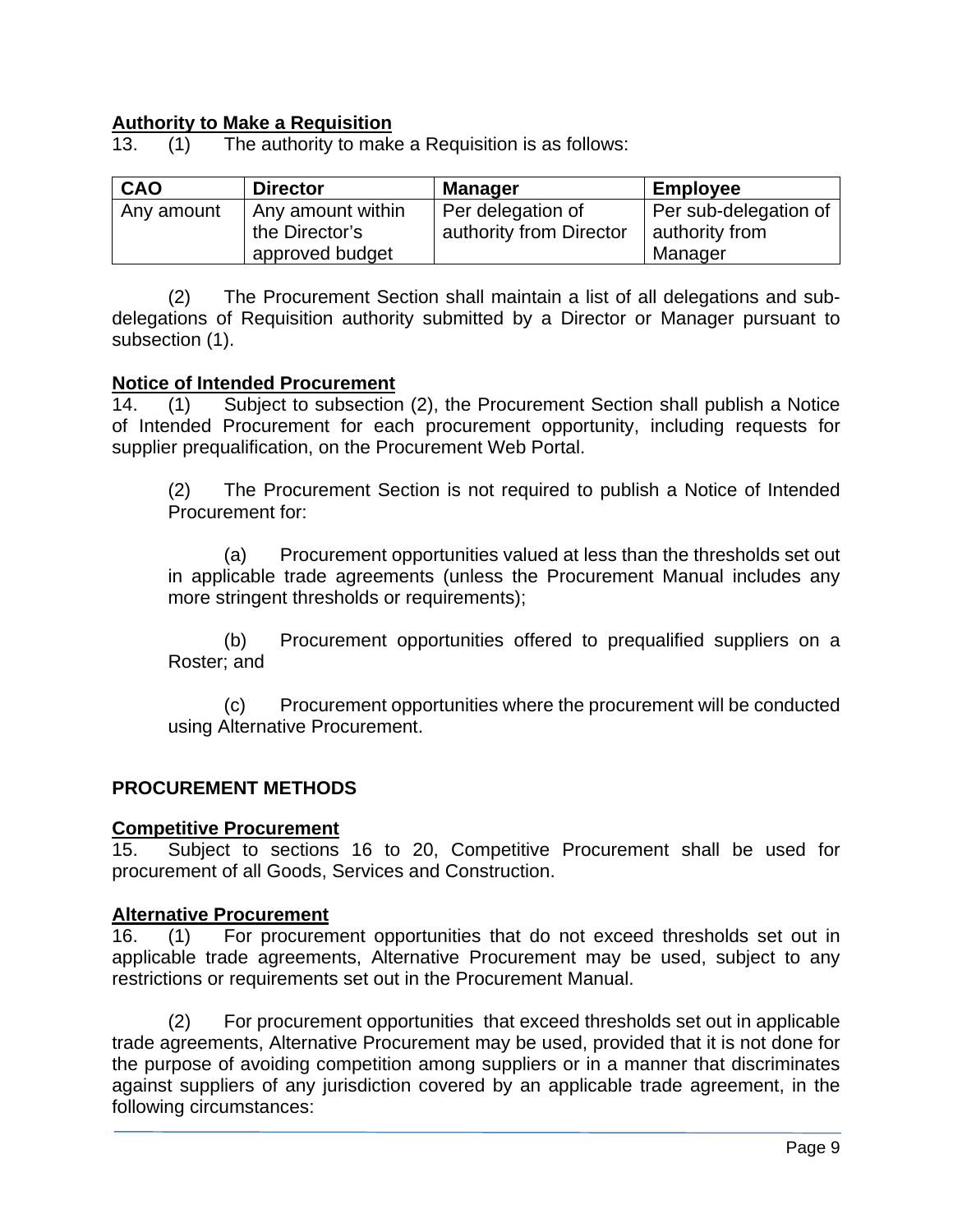**Authority to Make a Requisition**

13. (1) The authority to make a Requisition is as follows:

| CAO | Director | Manager | Employee |
|---|---|---|---|
| Any amount | Any amount within the Director's approved budget | Per delegation of authority from Director | Per sub-delegation of authority from Manager |

(2) The Procurement Section shall maintain a list of all delegations and sub-delegations of Requisition authority submitted by a Director or Manager pursuant to subsection (1).

**Notice of Intended Procurement**

14. (1) Subject to subsection (2), the Procurement Section shall publish a Notice of Intended Procurement for each procurement opportunity, including requests for supplier prequalification, on the Procurement Web Portal.

(2) The Procurement Section is not required to publish a Notice of Intended Procurement for:

(a) Procurement opportunities valued at less than the thresholds set out in applicable trade agreements (unless the Procurement Manual includes any more stringent thresholds or requirements);

(b) Procurement opportunities offered to prequalified suppliers on a Roster; and

(c) Procurement opportunities where the procurement will be conducted using Alternative Procurement.

## PROCUREMENT METHODS

**Competitive Procurement**

15. Subject to sections 16 to 20, Competitive Procurement shall be used for procurement of all Goods, Services and Construction.

**Alternative Procurement**

16. (1) For procurement opportunities that do not exceed thresholds set out in applicable trade agreements, Alternative Procurement may be used, subject to any restrictions or requirements set out in the Procurement Manual.

(2) For procurement opportunities that exceed thresholds set out in applicable trade agreements, Alternative Procurement may be used, provided that it is not done for the purpose of avoiding competition among suppliers or in a manner that discriminates against suppliers of any jurisdiction covered by an applicable trade agreement, in the following circumstances: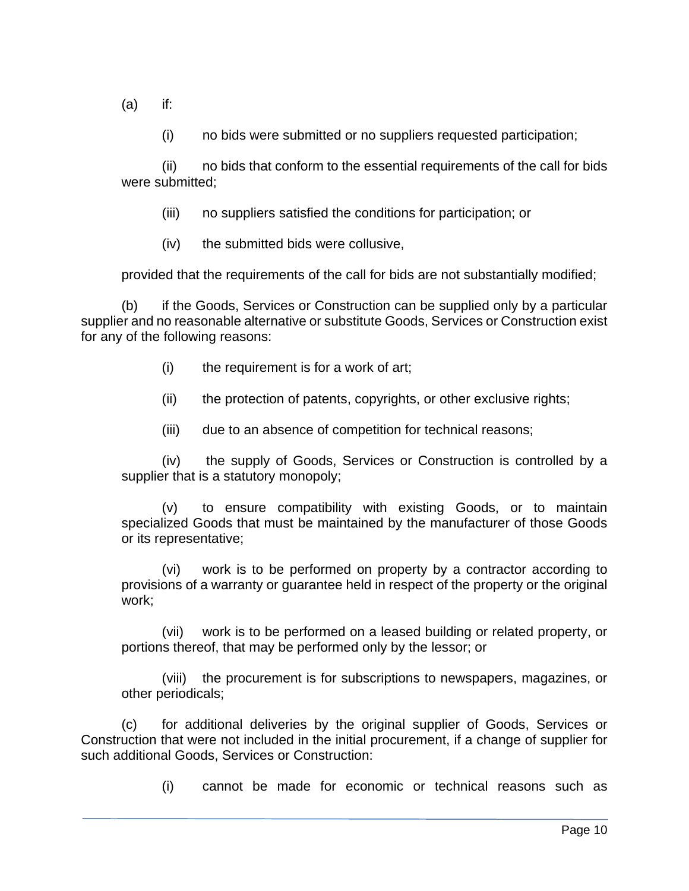(a) if:

(i) no bids were submitted or no suppliers requested participation;

(ii) no bids that conform to the essential requirements of the call for bids were submitted;

(iii) no suppliers satisfied the conditions for participation; or

(iv) the submitted bids were collusive,

provided that the requirements of the call for bids are not substantially modified;

(b) if the Goods, Services or Construction can be supplied only by a particular supplier and no reasonable alternative or substitute Goods, Services or Construction exist for any of the following reasons:

(i) the requirement is for a work of art;

(ii) the protection of patents, copyrights, or other exclusive rights;

(iii) due to an absence of competition for technical reasons;

(iv) the supply of Goods, Services or Construction is controlled by a supplier that is a statutory monopoly;

(v) to ensure compatibility with existing Goods, or to maintain specialized Goods that must be maintained by the manufacturer of those Goods or its representative;

(vi) work is to be performed on property by a contractor according to provisions of a warranty or guarantee held in respect of the property or the original work;

(vii) work is to be performed on a leased building or related property, or portions thereof, that may be performed only by the lessor; or

(viii) the procurement is for subscriptions to newspapers, magazines, or other periodicals;

(c) for additional deliveries by the original supplier of Goods, Services or Construction that were not included in the initial procurement, if a change of supplier for such additional Goods, Services or Construction:

(i) cannot be made for economic or technical reasons such as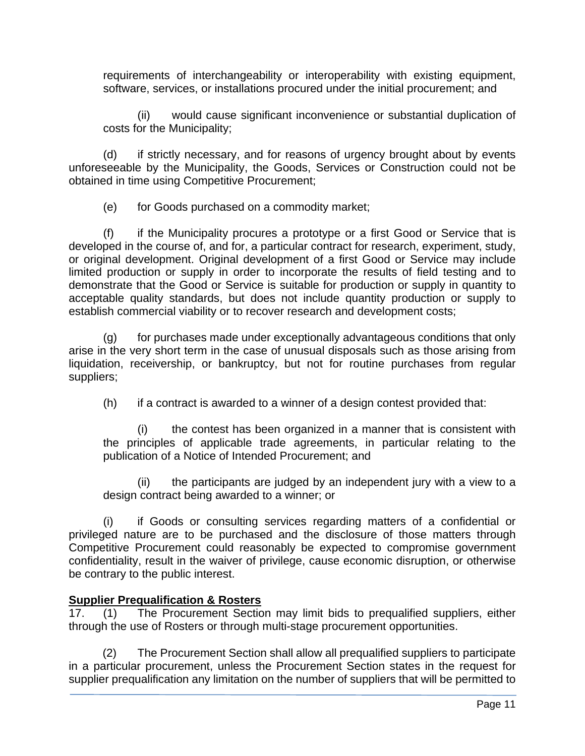requirements of interchangeability or interoperability with existing equipment, software, services, or installations procured under the initial procurement; and

(ii) would cause significant inconvenience or substantial duplication of costs for the Municipality;

(d) if strictly necessary, and for reasons of urgency brought about by events unforeseeable by the Municipality, the Goods, Services or Construction could not be obtained in time using Competitive Procurement;

(e) for Goods purchased on a commodity market;

(f) if the Municipality procures a prototype or a first Good or Service that is developed in the course of, and for, a particular contract for research, experiment, study, or original development. Original development of a first Good or Service may include limited production or supply in order to incorporate the results of field testing and to demonstrate that the Good or Service is suitable for production or supply in quantity to acceptable quality standards, but does not include quantity production or supply to establish commercial viability or to recover research and development costs;

(g) for purchases made under exceptionally advantageous conditions that only arise in the very short term in the case of unusual disposals such as those arising from liquidation, receivership, or bankruptcy, but not for routine purchases from regular suppliers;

(h) if a contract is awarded to a winner of a design contest provided that:

(i) the contest has been organized in a manner that is consistent with the principles of applicable trade agreements, in particular relating to the publication of a Notice of Intended Procurement; and

(ii) the participants are judged by an independent jury with a view to a design contract being awarded to a winner; or

(i) if Goods or consulting services regarding matters of a confidential or privileged nature are to be purchased and the disclosure of those matters through Competitive Procurement could reasonably be expected to compromise government confidentiality, result in the waiver of privilege, cause economic disruption, or otherwise be contrary to the public interest.

**Supplier Prequalification & Rosters**

17. (1) The Procurement Section may limit bids to prequalified suppliers, either through the use of Rosters or through multi-stage procurement opportunities.

(2) The Procurement Section shall allow all prequalified suppliers to participate in a particular procurement, unless the Procurement Section states in the request for supplier prequalification any limitation on the number of suppliers that will be permitted to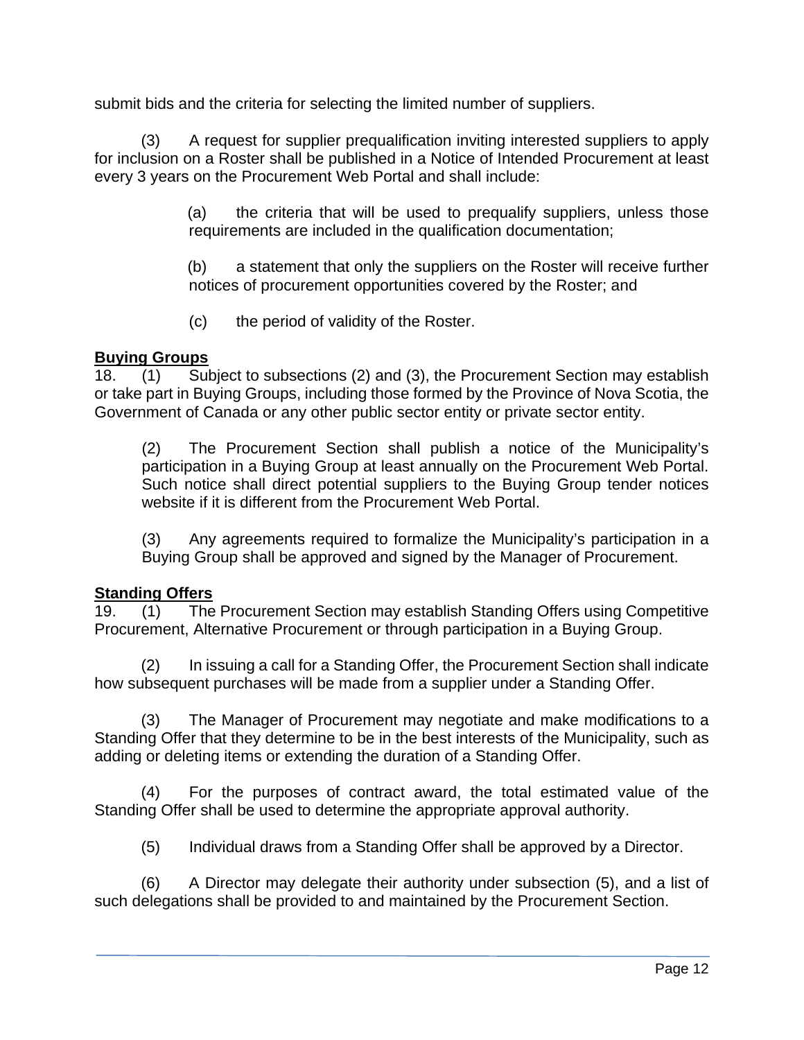submit bids and the criteria for selecting the limited number of suppliers.

(3) A request for supplier prequalification inviting interested suppliers to apply for inclusion on a Roster shall be published in a Notice of Intended Procurement at least every 3 years on the Procurement Web Portal and shall include:

(a) the criteria that will be used to prequalify suppliers, unless those requirements are included in the qualification documentation;

(b) a statement that only the suppliers on the Roster will receive further notices of procurement opportunities covered by the Roster; and

(c) the period of validity of the Roster.

**Buying Groups**

18. (1) Subject to subsections (2) and (3), the Procurement Section may establish or take part in Buying Groups, including those formed by the Province of Nova Scotia, the Government of Canada or any other public sector entity or private sector entity.

(2) The Procurement Section shall publish a notice of the Municipality's participation in a Buying Group at least annually on the Procurement Web Portal. Such notice shall direct potential suppliers to the Buying Group tender notices website if it is different from the Procurement Web Portal.

(3) Any agreements required to formalize the Municipality's participation in a Buying Group shall be approved and signed by the Manager of Procurement.

**Standing Offers**

19. (1) The Procurement Section may establish Standing Offers using Competitive Procurement, Alternative Procurement or through participation in a Buying Group.

(2) In issuing a call for a Standing Offer, the Procurement Section shall indicate how subsequent purchases will be made from a supplier under a Standing Offer.

(3) The Manager of Procurement may negotiate and make modifications to a Standing Offer that they determine to be in the best interests of the Municipality, such as adding or deleting items or extending the duration of a Standing Offer.

(4) For the purposes of contract award, the total estimated value of the Standing Offer shall be used to determine the appropriate approval authority.

(5) Individual draws from a Standing Offer shall be approved by a Director.

(6) A Director may delegate their authority under subsection (5), and a list of such delegations shall be provided to and maintained by the Procurement Section.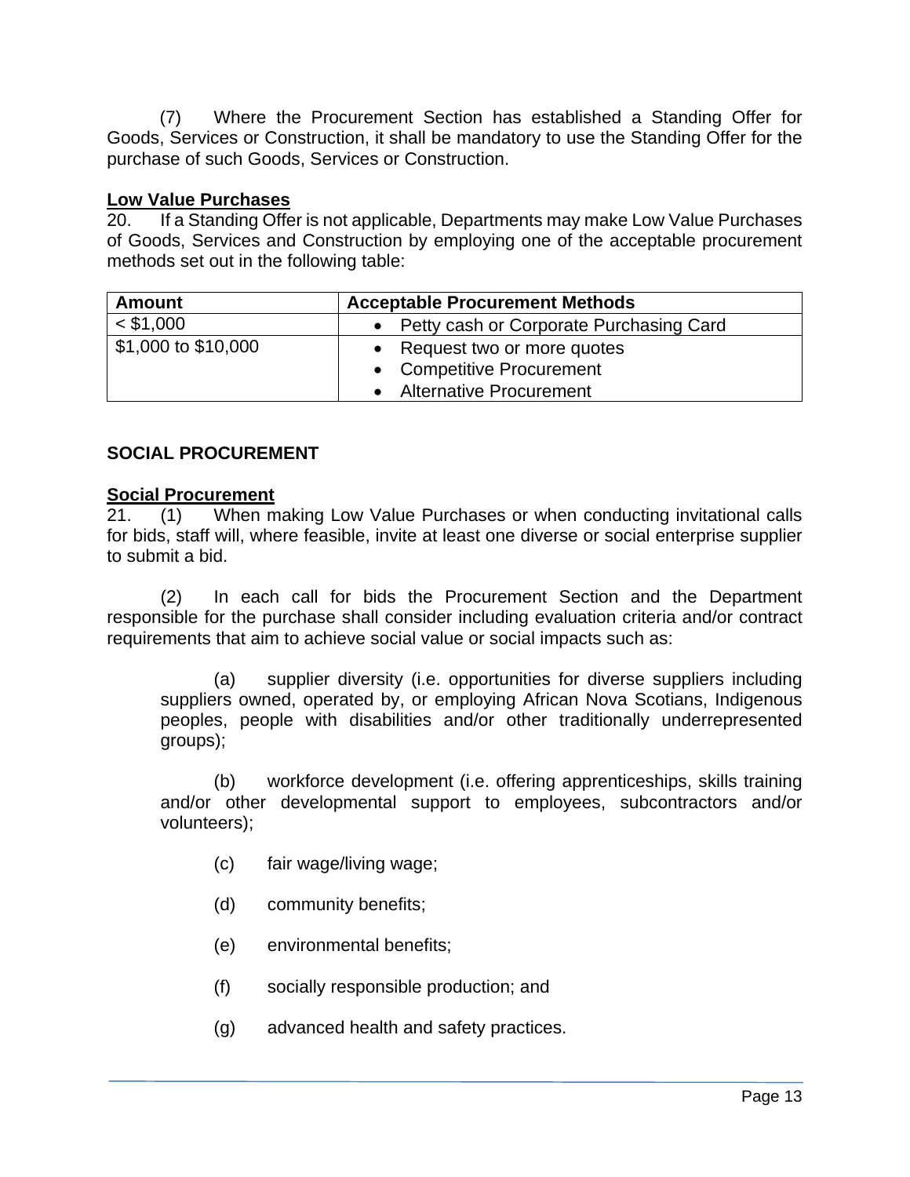(7) Where the Procurement Section has established a Standing Offer for Goods, Services or Construction, it shall be mandatory to use the Standing Offer for the purchase of such Goods, Services or Construction.

**Low Value Purchases**

20. If a Standing Offer is not applicable, Departments may make Low Value Purchases of Goods, Services and Construction by employing one of the acceptable procurement methods set out in the following table:

| Amount | Acceptable Procurement Methods |
|---|---|
| < $1,000 | • Petty cash or Corporate Purchasing Card |
| $1,000 to $10,000 | • Request two or more quotes<br>• Competitive Procurement<br>• Alternative Procurement |

## SOCIAL PROCUREMENT

**Social Procurement**

21. (1) When making Low Value Purchases or when conducting invitational calls for bids, staff will, where feasible, invite at least one diverse or social enterprise supplier to submit a bid.

(2) In each call for bids the Procurement Section and the Department responsible for the purchase shall consider including evaluation criteria and/or contract requirements that aim to achieve social value or social impacts such as:

(a) supplier diversity (i.e. opportunities for diverse suppliers including suppliers owned, operated by, or employing African Nova Scotians, Indigenous peoples, people with disabilities and/or other traditionally underrepresented groups);

(b) workforce development (i.e. offering apprenticeships, skills training and/or other developmental support to employees, subcontractors and/or volunteers);

(c) fair wage/living wage;

(d) community benefits;

(e) environmental benefits;

(f) socially responsible production; and

(g) advanced health and safety practices.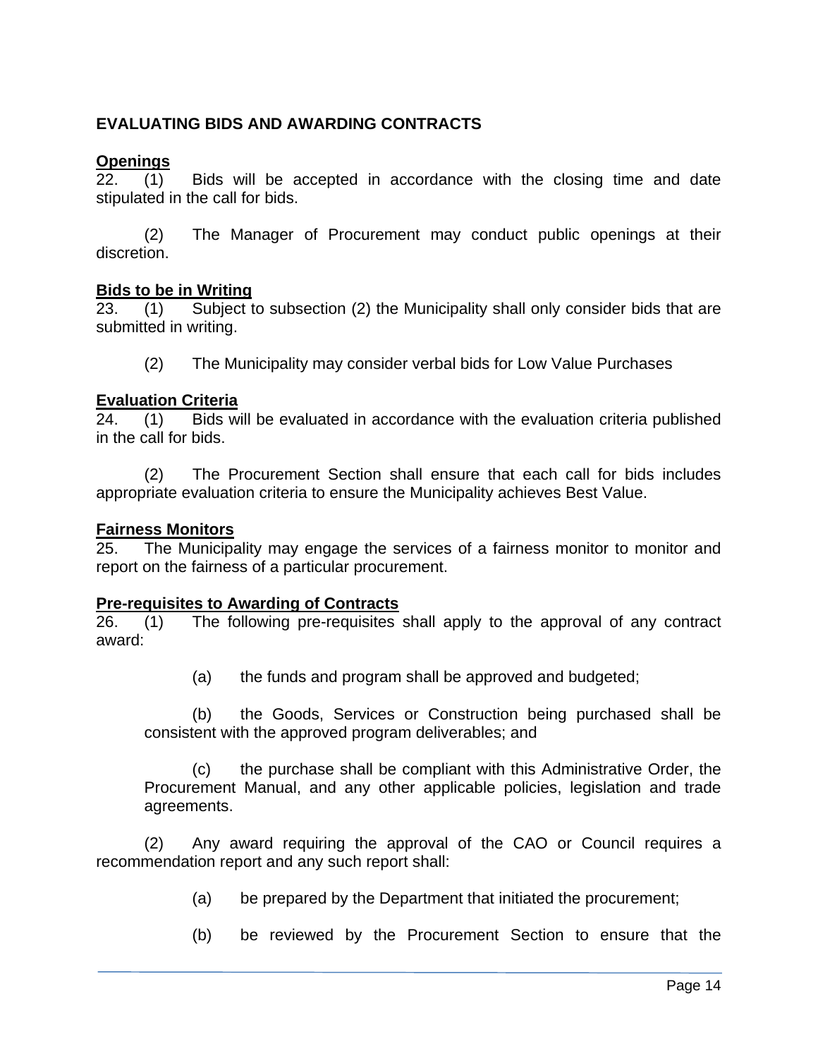## EVALUATING BIDS AND AWARDING CONTRACTS

**Openings**

22. (1) Bids will be accepted in accordance with the closing time and date stipulated in the call for bids.

(2) The Manager of Procurement may conduct public openings at their discretion.

**Bids to be in Writing**

23. (1) Subject to subsection (2) the Municipality shall only consider bids that are submitted in writing.

(2) The Municipality may consider verbal bids for Low Value Purchases

**Evaluation Criteria**

24. (1) Bids will be evaluated in accordance with the evaluation criteria published in the call for bids.

(2) The Procurement Section shall ensure that each call for bids includes appropriate evaluation criteria to ensure the Municipality achieves Best Value.

**Fairness Monitors**

25. The Municipality may engage the services of a fairness monitor to monitor and report on the fairness of a particular procurement.

**Pre-requisites to Awarding of Contracts**

26. (1) The following pre-requisites shall apply to the approval of any contract award:

(a) the funds and program shall be approved and budgeted;

(b) the Goods, Services or Construction being purchased shall be consistent with the approved program deliverables; and

(c) the purchase shall be compliant with this Administrative Order, the Procurement Manual, and any other applicable policies, legislation and trade agreements.

(2) Any award requiring the approval of the CAO or Council requires a recommendation report and any such report shall:

(a) be prepared by the Department that initiated the procurement;

(b) be reviewed by the Procurement Section to ensure that the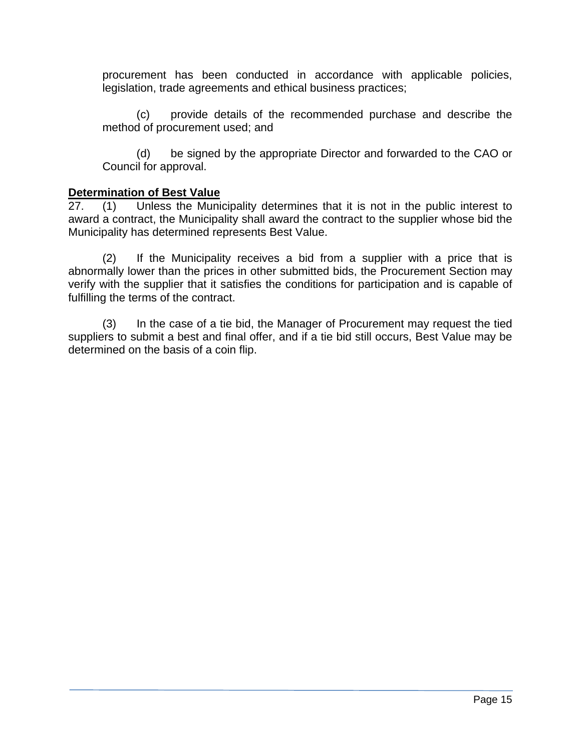procurement has been conducted in accordance with applicable policies, legislation, trade agreements and ethical business practices;

(c) provide details of the recommended purchase and describe the method of procurement used; and

(d) be signed by the appropriate Director and forwarded to the CAO or Council for approval.

**<u>Determination of Best Value</u>**

27. (1) Unless the Municipality determines that it is not in the public interest to award a contract, the Municipality shall award the contract to the supplier whose bid the Municipality has determined represents Best Value.

(2) If the Municipality receives a bid from a supplier with a price that is abnormally lower than the prices in other submitted bids, the Procurement Section may verify with the supplier that it satisfies the conditions for participation and is capable of fulfilling the terms of the contract.

(3) In the case of a tie bid, the Manager of Procurement may request the tied suppliers to submit a best and final offer, and if a tie bid still occurs, Best Value may be determined on the basis of a coin flip.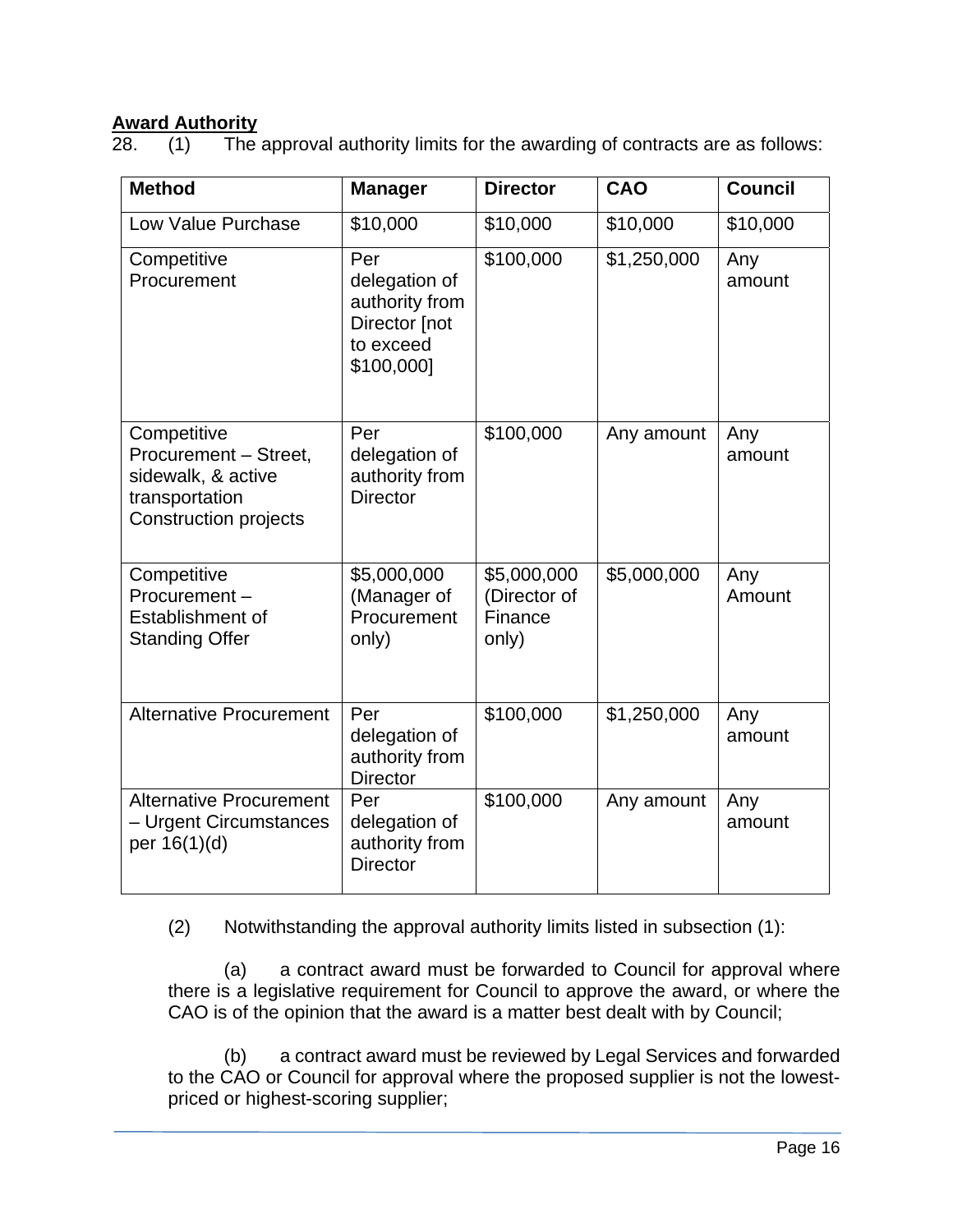**Award Authority**

28. (1) The approval authority limits for the awarding of contracts are as follows:

| Method | Manager | Director | CAO | Council |
|---|---|---|---|---|
| Low Value Purchase | $10,000 | $10,000 | $10,000 | $10,000 |
| Competitive Procurement | Per delegation of authority from Director [not to exceed $100,000] | $100,000 | $1,250,000 | Any amount |
| Competitive Procurement – Street, sidewalk, & active transportation Construction projects | Per delegation of authority from Director | $100,000 | Any amount | Any amount |
| Competitive Procurement – Establishment of Standing Offer | $5,000,000 (Manager of Procurement only) | $5,000,000 (Director of Finance only) | $5,000,000 | Any Amount |
| Alternative Procurement | Per delegation of authority from Director | $100,000 | $1,250,000 | Any amount |
| Alternative Procurement – Urgent Circumstances per 16(1)(d) | Per delegation of authority from Director | $100,000 | Any amount | Any amount |

(2) Notwithstanding the approval authority limits listed in subsection (1):

(a) a contract award must be forwarded to Council for approval where there is a legislative requirement for Council to approve the award, or where the CAO is of the opinion that the award is a matter best dealt with by Council;

(b) a contract award must be reviewed by Legal Services and forwarded to the CAO or Council for approval where the proposed supplier is not the lowest-priced or highest-scoring supplier;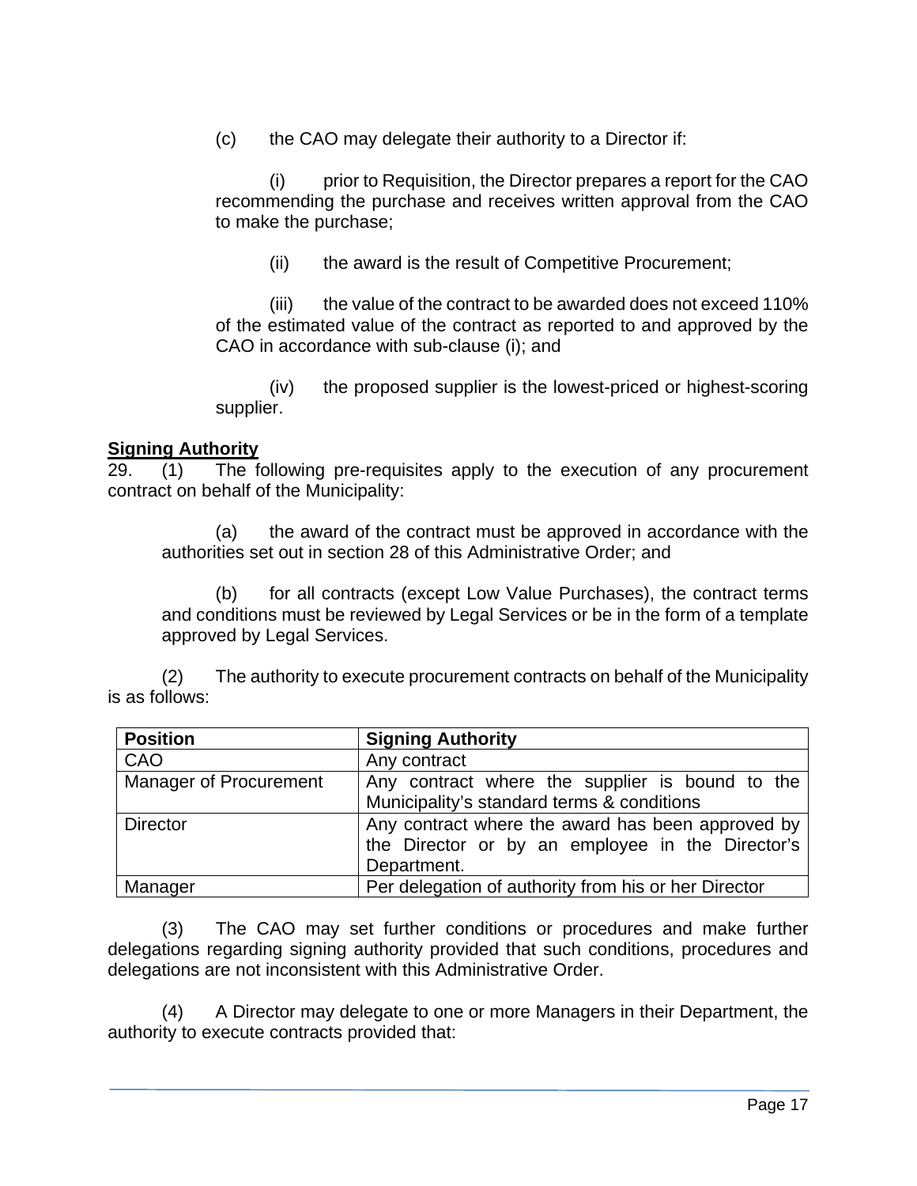(c) the CAO may delegate their authority to a Director if:

(i) prior to Requisition, the Director prepares a report for the CAO recommending the purchase and receives written approval from the CAO to make the purchase;

(ii) the award is the result of Competitive Procurement;

(iii) the value of the contract to be awarded does not exceed 110% of the estimated value of the contract as reported to and approved by the CAO in accordance with sub-clause (i); and

(iv) the proposed supplier is the lowest-priced or highest-scoring supplier.

**Signing Authority**

29. (1) The following pre-requisites apply to the execution of any procurement contract on behalf of the Municipality:

(a) the award of the contract must be approved in accordance with the authorities set out in section 28 of this Administrative Order; and

(b) for all contracts (except Low Value Purchases), the contract terms and conditions must be reviewed by Legal Services or be in the form of a template approved by Legal Services.

(2) The authority to execute procurement contracts on behalf of the Municipality is as follows:

| Position | Signing Authority |
|---|---|
| CAO | Any contract |
| Manager of Procurement | Any contract where the supplier is bound to the Municipality's standard terms & conditions |
| Director | Any contract where the award has been approved by the Director or by an employee in the Director's Department. |
| Manager | Per delegation of authority from his or her Director |

(3) The CAO may set further conditions or procedures and make further delegations regarding signing authority provided that such conditions, procedures and delegations are not inconsistent with this Administrative Order.

(4) A Director may delegate to one or more Managers in their Department, the authority to execute contracts provided that: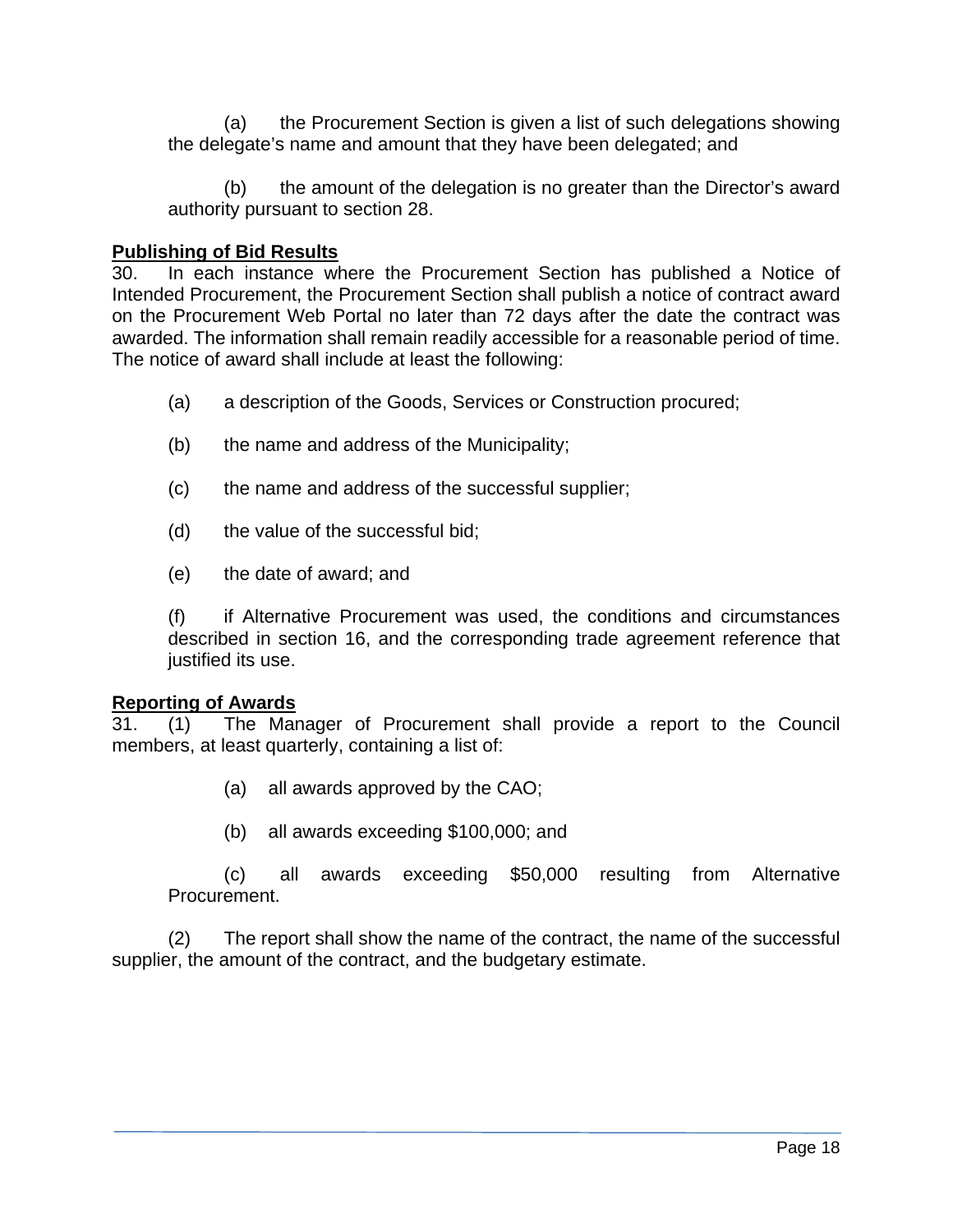(a) the Procurement Section is given a list of such delegations showing the delegate's name and amount that they have been delegated; and

(b) the amount of the delegation is no greater than the Director's award authority pursuant to section 28.

**Publishing of Bid Results**

30. In each instance where the Procurement Section has published a Notice of Intended Procurement, the Procurement Section shall publish a notice of contract award on the Procurement Web Portal no later than 72 days after the date the contract was awarded. The information shall remain readily accessible for a reasonable period of time. The notice of award shall include at least the following:

(a) a description of the Goods, Services or Construction procured;

(b) the name and address of the Municipality;

(c) the name and address of the successful supplier;

(d) the value of the successful bid;

(e) the date of award; and

(f) if Alternative Procurement was used, the conditions and circumstances described in section 16, and the corresponding trade agreement reference that justified its use.

**Reporting of Awards**

31. (1) The Manager of Procurement shall provide a report to the Council members, at least quarterly, containing a list of:

(a) all awards approved by the CAO;

(b) all awards exceeding $100,000; and

(c) all awards exceeding $50,000 resulting from Alternative Procurement.

(2) The report shall show the name of the contract, the name of the successful supplier, the amount of the contract, and the budgetary estimate.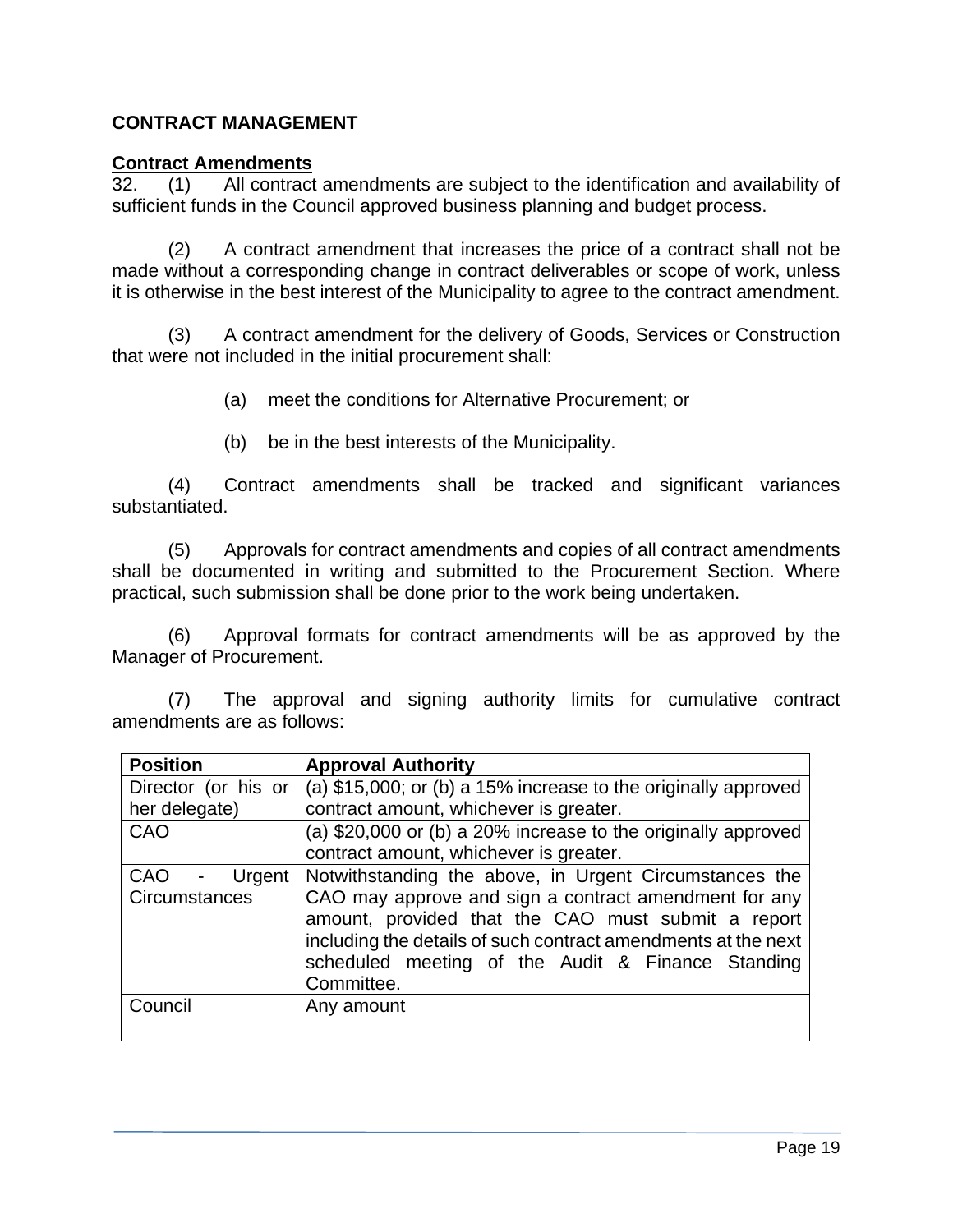## CONTRACT MANAGEMENT

### Contract Amendments

32. (1) All contract amendments are subject to the identification and availability of sufficient funds in the Council approved business planning and budget process.

(2) A contract amendment that increases the price of a contract shall not be made without a corresponding change in contract deliverables or scope of work, unless it is otherwise in the best interest of the Municipality to agree to the contract amendment.

(3) A contract amendment for the delivery of Goods, Services or Construction that were not included in the initial procurement shall:

(a) meet the conditions for Alternative Procurement; or

(b) be in the best interests of the Municipality.

(4) Contract amendments shall be tracked and significant variances substantiated.

(5) Approvals for contract amendments and copies of all contract amendments shall be documented in writing and submitted to the Procurement Section. Where practical, such submission shall be done prior to the work being undertaken.

(6) Approval formats for contract amendments will be as approved by the Manager of Procurement.

(7) The approval and signing authority limits for cumulative contract amendments are as follows:

| Position | Approval Authority |
|---|---|
| Director (or his or her delegate) | (a) $15,000; or (b) a 15% increase to the originally approved contract amount, whichever is greater. |
| CAO | (a) $20,000 or (b) a 20% increase to the originally approved contract amount, whichever is greater. |
| CAO - Urgent Circumstances | Notwithstanding the above, in Urgent Circumstances the CAO may approve and sign a contract amendment for any amount, provided that the CAO must submit a report including the details of such contract amendments at the next scheduled meeting of the Audit & Finance Standing Committee. |
| Council | Any amount |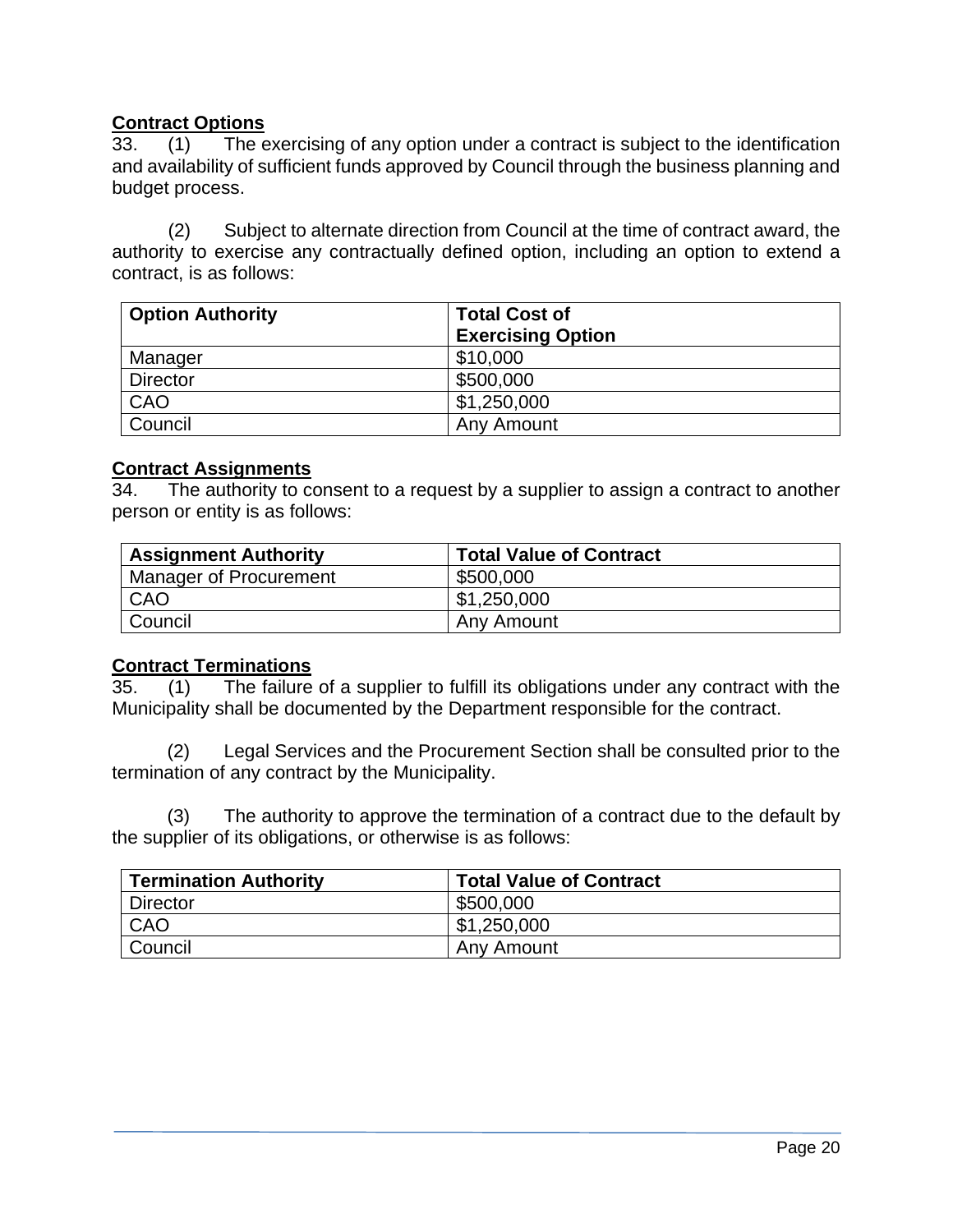**Contract Options**

33. (1) The exercising of any option under a contract is subject to the identification and availability of sufficient funds approved by Council through the business planning and budget process.

(2) Subject to alternate direction from Council at the time of contract award, the authority to exercise any contractually defined option, including an option to extend a contract, is as follows:

| Option Authority | Total Cost of Exercising Option |
|---|---|
| Manager | $10,000 |
| Director | $500,000 |
| CAO | $1,250,000 |
| Council | Any Amount |

**Contract Assignments**

34. The authority to consent to a request by a supplier to assign a contract to another person or entity is as follows:

| Assignment Authority | Total Value of Contract |
|---|---|
| Manager of Procurement | $500,000 |
| CAO | $1,250,000 |
| Council | Any Amount |

**Contract Terminations**

35. (1) The failure of a supplier to fulfill its obligations under any contract with the Municipality shall be documented by the Department responsible for the contract.

(2) Legal Services and the Procurement Section shall be consulted prior to the termination of any contract by the Municipality.

(3) The authority to approve the termination of a contract due to the default by the supplier of its obligations, or otherwise is as follows:

| Termination Authority | Total Value of Contract |
|---|---|
| Director | $500,000 |
| CAO | $1,250,000 |
| Council | Any Amount |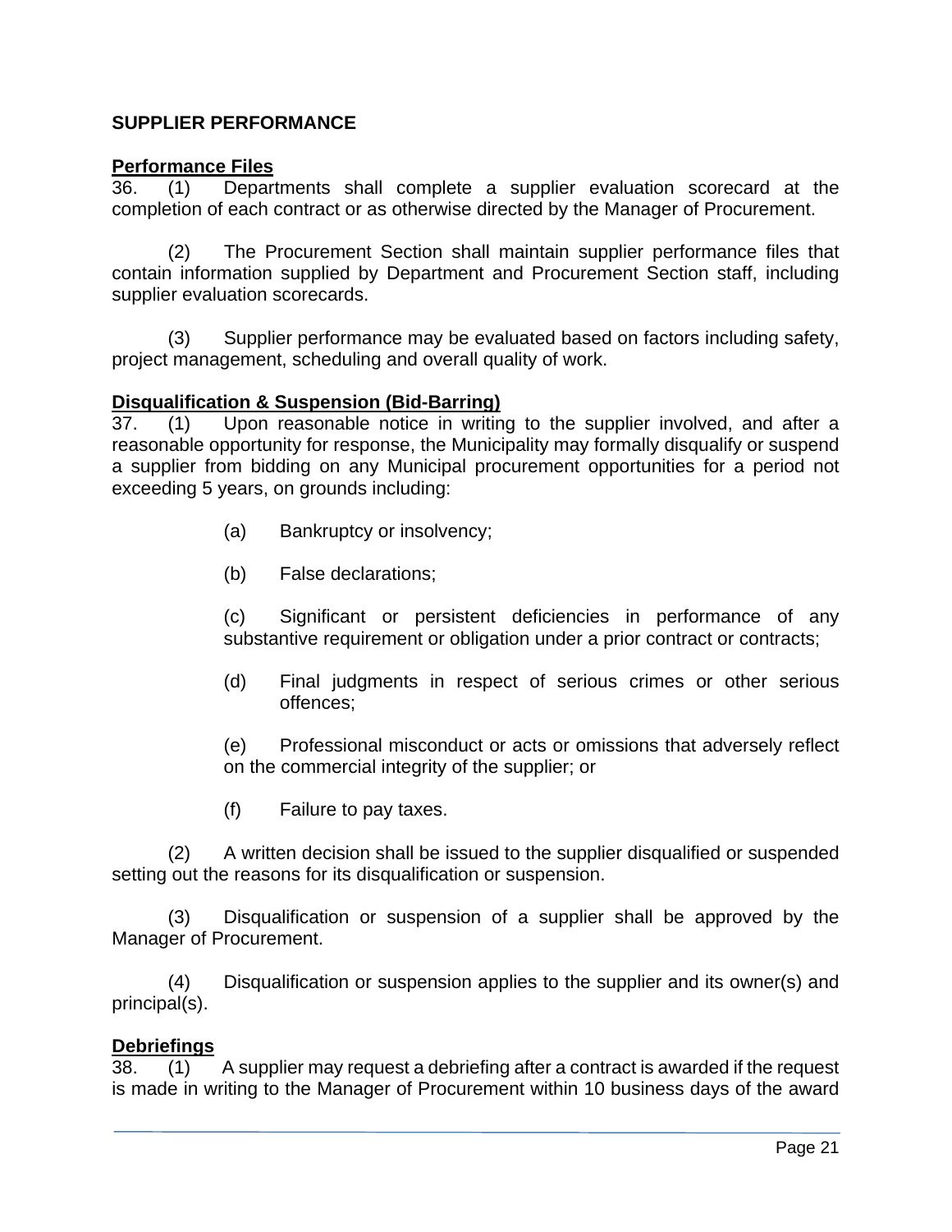## SUPPLIER PERFORMANCE

### Performance Files

36. (1) Departments shall complete a supplier evaluation scorecard at the completion of each contract or as otherwise directed by the Manager of Procurement.

(2) The Procurement Section shall maintain supplier performance files that contain information supplied by Department and Procurement Section staff, including supplier evaluation scorecards.

(3) Supplier performance may be evaluated based on factors including safety, project management, scheduling and overall quality of work.

### Disqualification & Suspension (Bid-Barring)

37. (1) Upon reasonable notice in writing to the supplier involved, and after a reasonable opportunity for response, the Municipality may formally disqualify or suspend a supplier from bidding on any Municipal procurement opportunities for a period not exceeding 5 years, on grounds including:

(a) Bankruptcy or insolvency;

(b) False declarations;

(c) Significant or persistent deficiencies in performance of any substantive requirement or obligation under a prior contract or contracts;

(d) Final judgments in respect of serious crimes or other serious offences;

(e) Professional misconduct or acts or omissions that adversely reflect on the commercial integrity of the supplier; or

(f) Failure to pay taxes.

(2) A written decision shall be issued to the supplier disqualified or suspended setting out the reasons for its disqualification or suspension.

(3) Disqualification or suspension of a supplier shall be approved by the Manager of Procurement.

(4) Disqualification or suspension applies to the supplier and its owner(s) and principal(s).

### Debriefings

38. (1) A supplier may request a debriefing after a contract is awarded if the request is made in writing to the Manager of Procurement within 10 business days of the award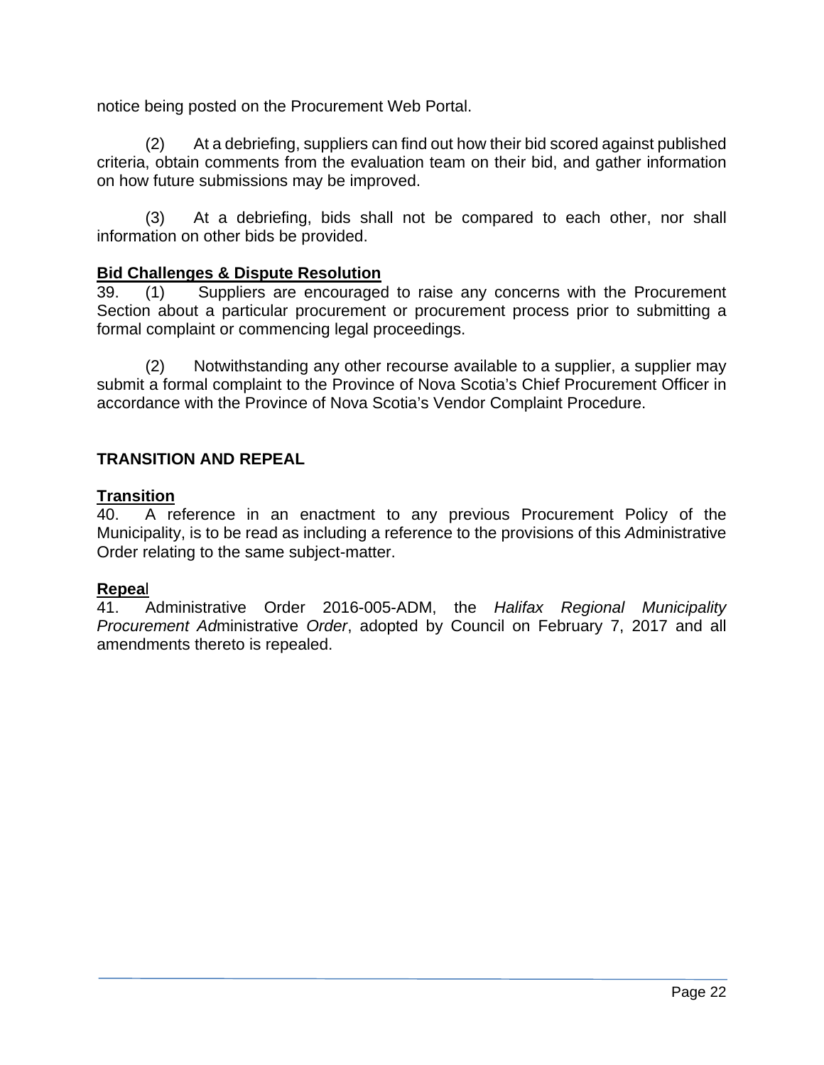notice being posted on the Procurement Web Portal.

(2) At a debriefing, suppliers can find out how their bid scored against published criteria, obtain comments from the evaluation team on their bid, and gather information on how future submissions may be improved.

(3) At a debriefing, bids shall not be compared to each other, nor shall information on other bids be provided.

**Bid Challenges & Dispute Resolution**

39. (1) Suppliers are encouraged to raise any concerns with the Procurement Section about a particular procurement or procurement process prior to submitting a formal complaint or commencing legal proceedings.

(2) Notwithstanding any other recourse available to a supplier, a supplier may submit a formal complaint to the Province of Nova Scotia's Chief Procurement Officer in accordance with the Province of Nova Scotia's Vendor Complaint Procedure.

## TRANSITION AND REPEAL

**Transition**

40. A reference in an enactment to any previous Procurement Policy of the Municipality, is to be read as including a reference to the provisions of this Administrative Order relating to the same subject-matter.

**Repeal**

41. Administrative Order 2016-005-ADM, the *Halifax Regional Municipality Procurement Administrative Order*, adopted by Council on February 7, 2017 and all amendments thereto is repealed.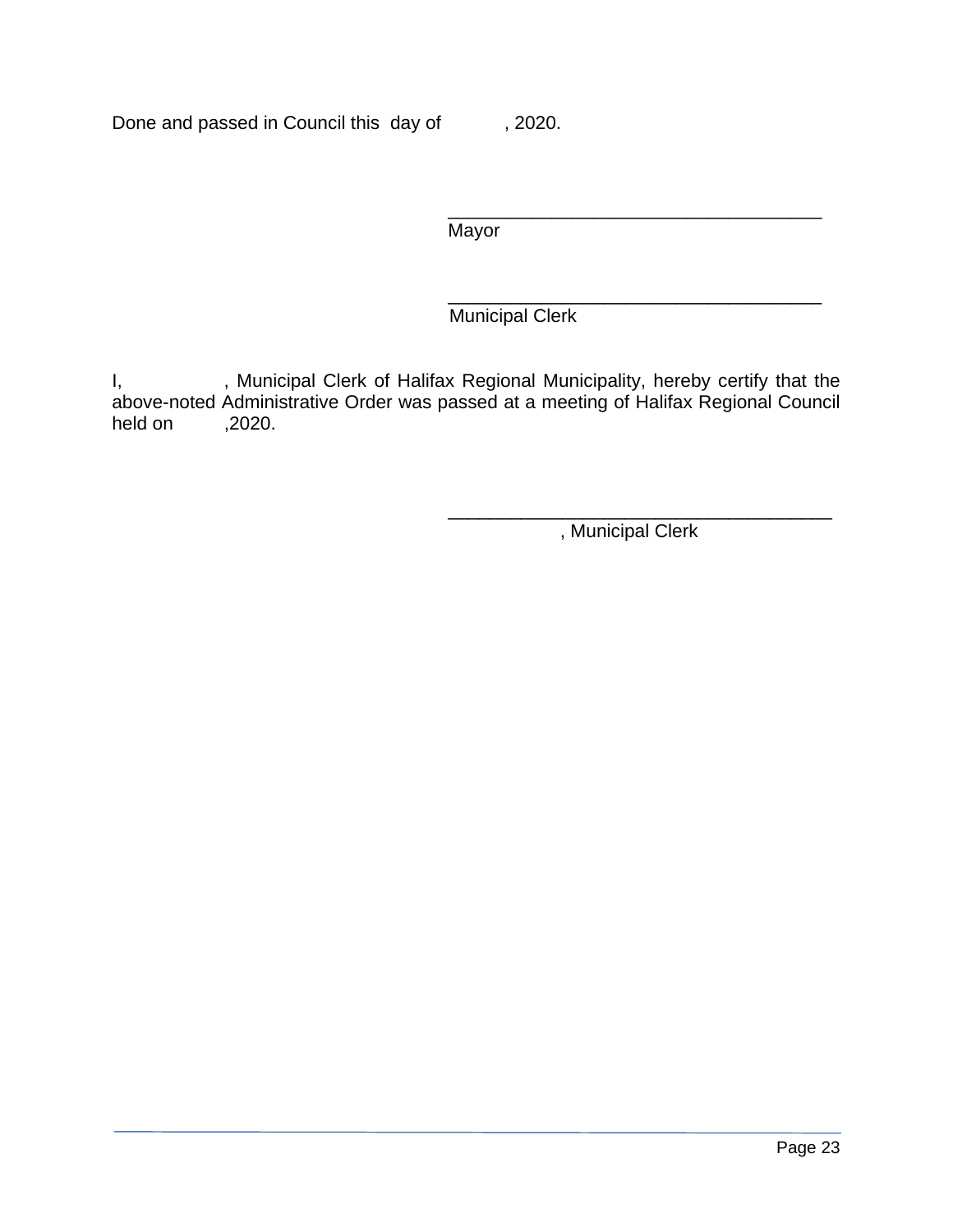Done and passed in Council this day of , 2020.

\_\_\_\_\_\_\_\_\_\_\_\_\_\_\_\_\_\_\_\_\_\_\_\_\_\_\_\_\_\_\_\_\_\_\_\_
Mayor

\_\_\_\_\_\_\_\_\_\_\_\_\_\_\_\_\_\_\_\_\_\_\_\_\_\_\_\_\_\_\_\_\_\_\_\_
Municipal Clerk

I, , Municipal Clerk of Halifax Regional Municipality, hereby certify that the above-noted Administrative Order was passed at a meeting of Halifax Regional Council held on ,2020.

\_\_\_\_\_\_\_\_\_\_\_\_\_\_\_\_\_\_\_\_\_\_\_\_\_\_\_\_\_\_\_\_\_\_\_\_\_
, Municipal Clerk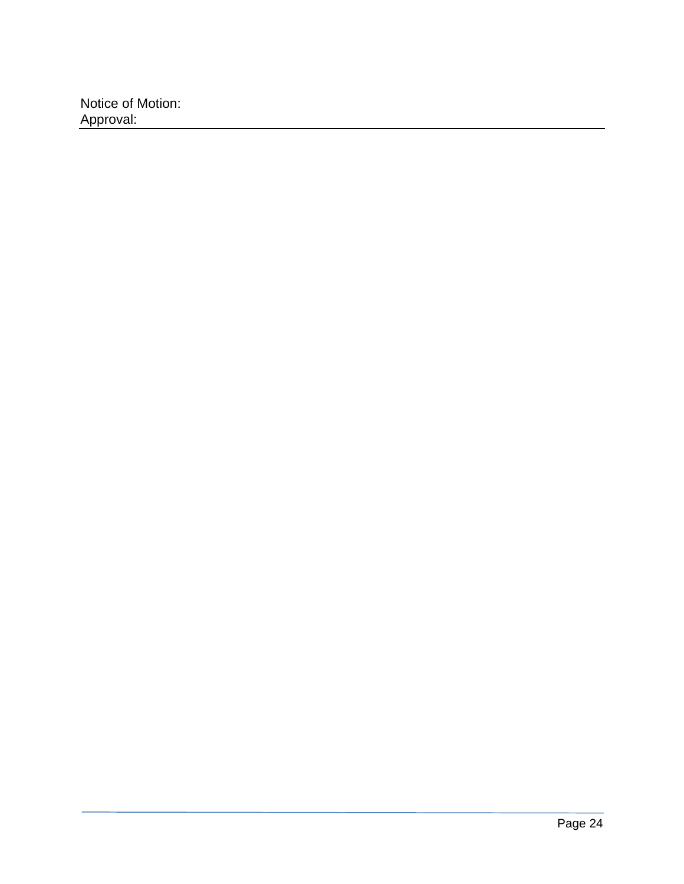Notice of Motion:
Approval: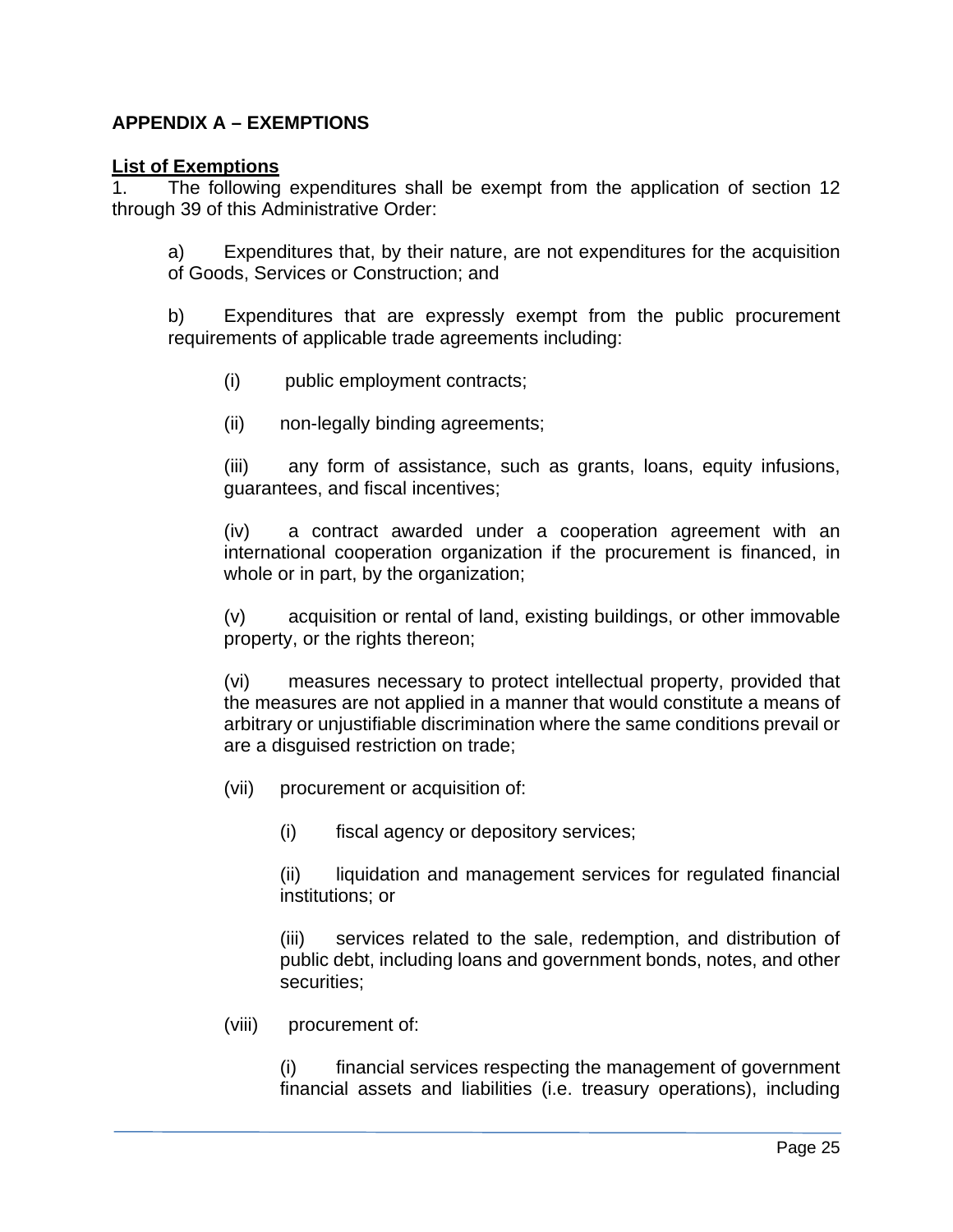## APPENDIX A – EXEMPTIONS

**List of Exemptions**

1. The following expenditures shall be exempt from the application of section 12 through 39 of this Administrative Order:

   a) Expenditures that, by their nature, are not expenditures for the acquisition of Goods, Services or Construction; and

   b) Expenditures that are expressly exempt from the public procurement requirements of applicable trade agreements including:

      (i) public employment contracts;

      (ii) non-legally binding agreements;

      (iii) any form of assistance, such as grants, loans, equity infusions, guarantees, and fiscal incentives;

      (iv) a contract awarded under a cooperation agreement with an international cooperation organization if the procurement is financed, in whole or in part, by the organization;

      (v) acquisition or rental of land, existing buildings, or other immovable property, or the rights thereon;

      (vi) measures necessary to protect intellectual property, provided that the measures are not applied in a manner that would constitute a means of arbitrary or unjustifiable discrimination where the same conditions prevail or are a disguised restriction on trade;

      (vii) procurement or acquisition of:

         (i) fiscal agency or depository services;

         (ii) liquidation and management services for regulated financial institutions; or

         (iii) services related to the sale, redemption, and distribution of public debt, including loans and government bonds, notes, and other securities;

      (viii) procurement of:

         (i) financial services respecting the management of government financial assets and liabilities (i.e. treasury operations), including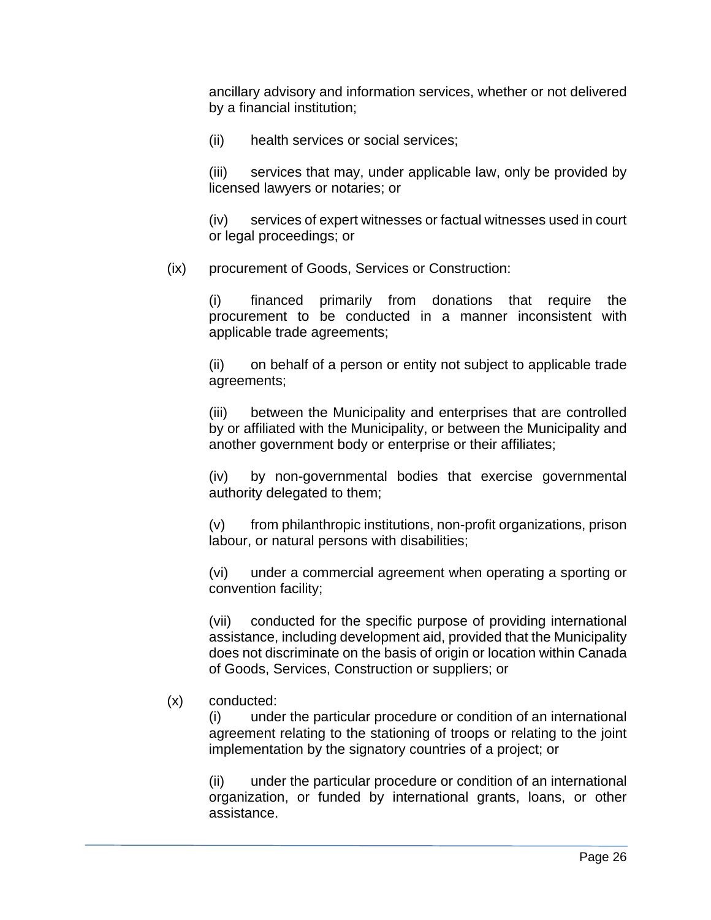ancillary advisory and information services, whether or not delivered by a financial institution;

(ii) health services or social services;

(iii) services that may, under applicable law, only be provided by licensed lawyers or notaries; or

(iv) services of expert witnesses or factual witnesses used in court or legal proceedings; or

(ix) procurement of Goods, Services or Construction:

(i) financed primarily from donations that require the procurement to be conducted in a manner inconsistent with applicable trade agreements;

(ii) on behalf of a person or entity not subject to applicable trade agreements;

(iii) between the Municipality and enterprises that are controlled by or affiliated with the Municipality, or between the Municipality and another government body or enterprise or their affiliates;

(iv) by non-governmental bodies that exercise governmental authority delegated to them;

(v) from philanthropic institutions, non-profit organizations, prison labour, or natural persons with disabilities;

(vi) under a commercial agreement when operating a sporting or convention facility;

(vii) conducted for the specific purpose of providing international assistance, including development aid, provided that the Municipality does not discriminate on the basis of origin or location within Canada of Goods, Services, Construction or suppliers; or

(x) conducted:

(i) under the particular procedure or condition of an international agreement relating to the stationing of troops or relating to the joint implementation by the signatory countries of a project; or

(ii) under the particular procedure or condition of an international organization, or funded by international grants, loans, or other assistance.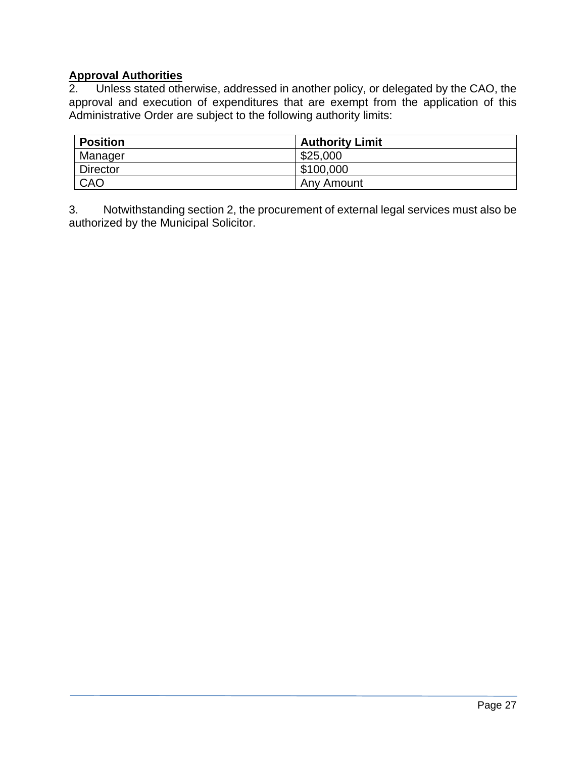**Approval Authorities**

2. Unless stated otherwise, addressed in another policy, or delegated by the CAO, the approval and execution of expenditures that are exempt from the application of this Administrative Order are subject to the following authority limits:

| Position | Authority Limit |
| --- | --- |
| Manager | $25,000 |
| Director | $100,000 |
| CAO | Any Amount |

3. Notwithstanding section 2, the procurement of external legal services must also be authorized by the Municipal Solicitor.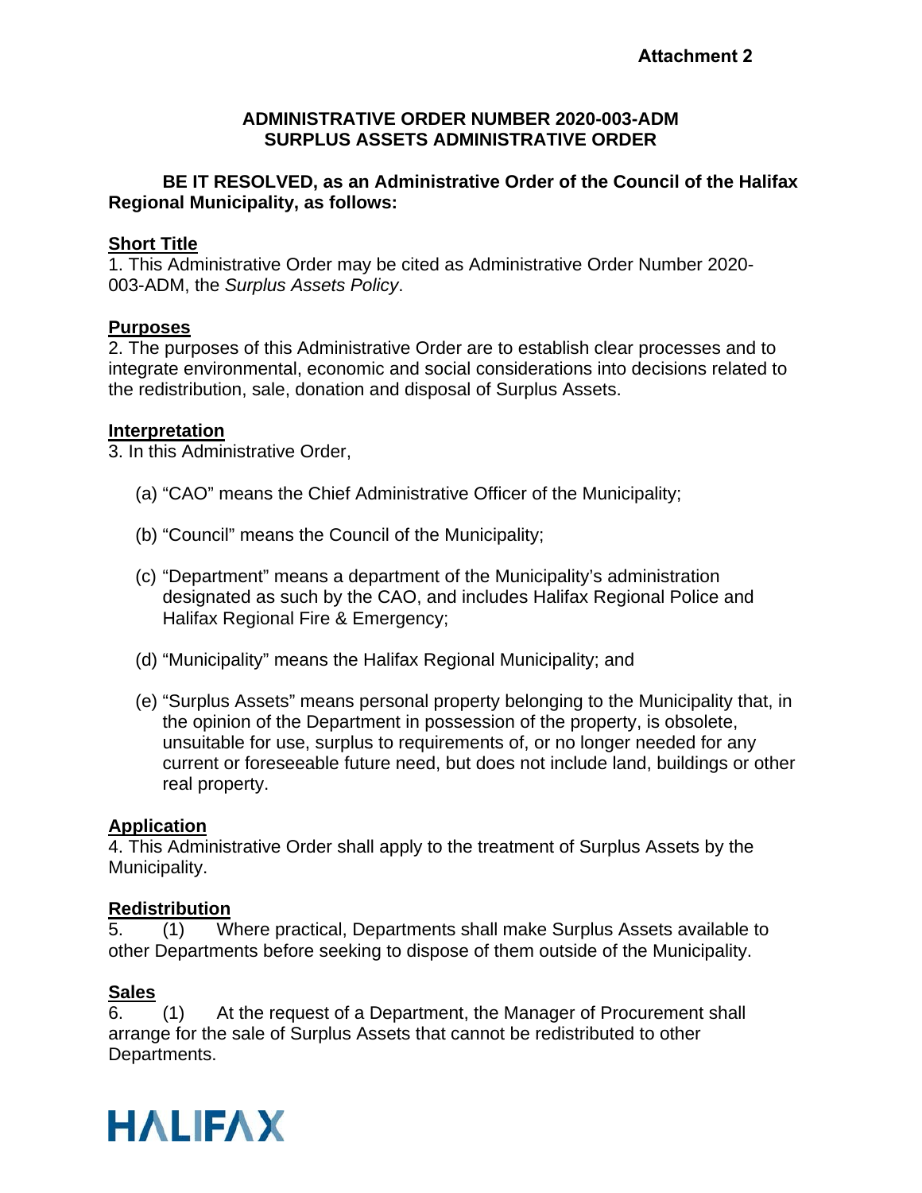**Attachment 2**

**ADMINISTRATIVE ORDER NUMBER 2020-003-ADM**
**SURPLUS ASSETS ADMINISTRATIVE ORDER**

**BE IT RESOLVED, as an Administrative Order of the Council of the Halifax Regional Municipality, as follows:**

**Short Title**

1. This Administrative Order may be cited as Administrative Order Number 2020-003-ADM, the *Surplus Assets Policy*.

**Purposes**

2. The purposes of this Administrative Order are to establish clear processes and to integrate environmental, economic and social considerations into decisions related to the redistribution, sale, donation and disposal of Surplus Assets.

**Interpretation**

3. In this Administrative Order,

(a) "CAO" means the Chief Administrative Officer of the Municipality;

(b) "Council" means the Council of the Municipality;

(c) "Department" means a department of the Municipality's administration designated as such by the CAO, and includes Halifax Regional Police and Halifax Regional Fire & Emergency;

(d) "Municipality" means the Halifax Regional Municipality; and

(e) "Surplus Assets" means personal property belonging to the Municipality that, in the opinion of the Department in possession of the property, is obsolete, unsuitable for use, surplus to requirements of, or no longer needed for any current or foreseeable future need, but does not include land, buildings or other real property.

**Application**

4. This Administrative Order shall apply to the treatment of Surplus Assets by the Municipality.

**Redistribution**

5. (1) Where practical, Departments shall make Surplus Assets available to other Departments before seeking to dispose of them outside of the Municipality.

**Sales**

6. (1) At the request of a Department, the Manager of Procurement shall arrange for the sale of Surplus Assets that cannot be redistributed to other Departments.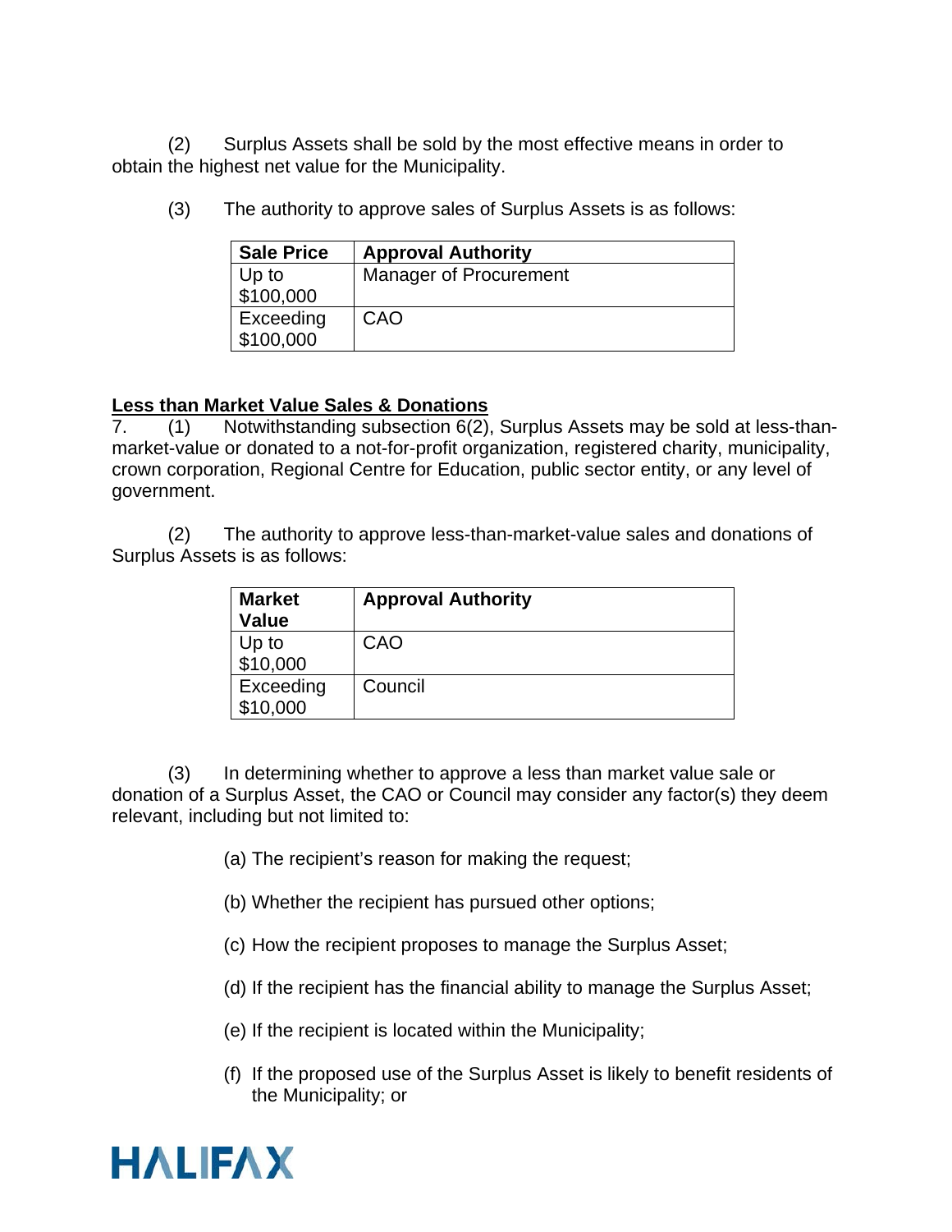(2) Surplus Assets shall be sold by the most effective means in order to obtain the highest net value for the Municipality.

(3) The authority to approve sales of Surplus Assets is as follows:

| Sale Price | Approval Authority |
|---|---|
| Up to $100,000 | Manager of Procurement |
| Exceeding $100,000 | CAO |

**<u>Less than Market Value Sales & Donations</u>**

7. (1) Notwithstanding subsection 6(2), Surplus Assets may be sold at less-than-market-value or donated to a not-for-profit organization, registered charity, municipality, crown corporation, Regional Centre for Education, public sector entity, or any level of government.

(2) The authority to approve less-than-market-value sales and donations of Surplus Assets is as follows:

| Market Value | Approval Authority |
|---|---|
| Up to $10,000 | CAO |
| Exceeding $10,000 | Council |

(3) In determining whether to approve a less than market value sale or donation of a Surplus Asset, the CAO or Council may consider any factor(s) they deem relevant, including but not limited to:

(a) The recipient's reason for making the request;

(b) Whether the recipient has pursued other options;

(c) How the recipient proposes to manage the Surplus Asset;

(d) If the recipient has the financial ability to manage the Surplus Asset;

(e) If the recipient is located within the Municipality;

(f) If the proposed use of the Surplus Asset is likely to benefit residents of the Municipality; or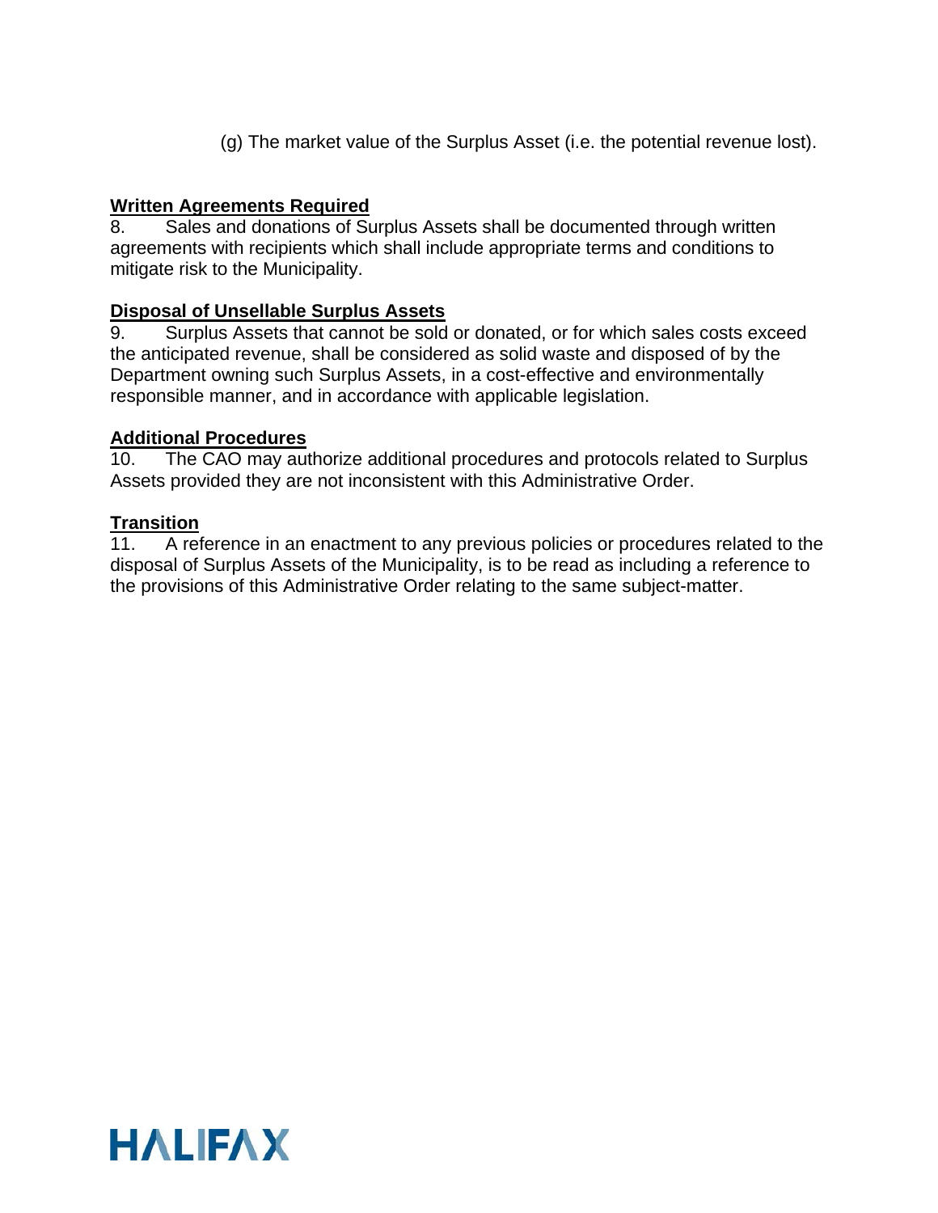(g) The market value of the Surplus Asset (i.e. the potential revenue lost).

**Written Agreements Required**

8. Sales and donations of Surplus Assets shall be documented through written agreements with recipients which shall include appropriate terms and conditions to mitigate risk to the Municipality.

**Disposal of Unsellable Surplus Assets**

9. Surplus Assets that cannot be sold or donated, or for which sales costs exceed the anticipated revenue, shall be considered as solid waste and disposed of by the Department owning such Surplus Assets, in a cost-effective and environmentally responsible manner, and in accordance with applicable legislation.

**Additional Procedures**

10. The CAO may authorize additional procedures and protocols related to Surplus Assets provided they are not inconsistent with this Administrative Order.

**Transition**

11. A reference in an enactment to any previous policies or procedures related to the disposal of Surplus Assets of the Municipality, is to be read as including a reference to the provisions of this Administrative Order relating to the same subject-matter.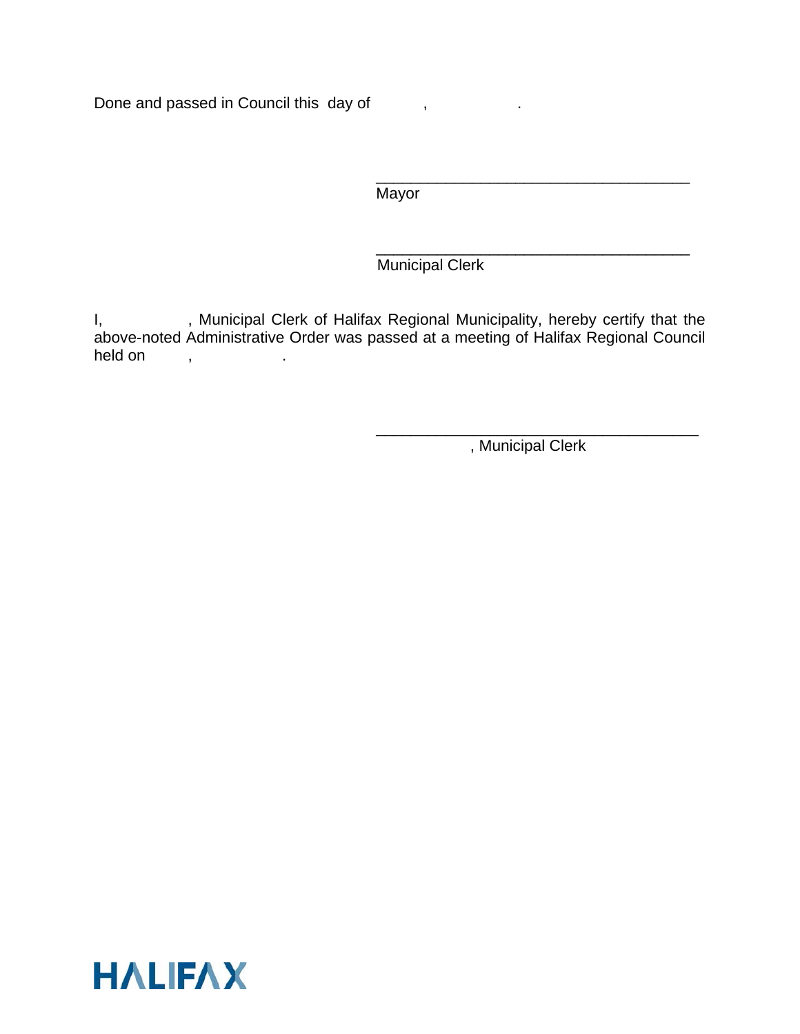Done and passed in Council this day of , .

\_\_\_\_\_\_\_\_\_\_\_\_\_\_\_\_\_\_\_\_\_\_\_\_\_\_\_\_\_\_\_\_\_\_\_\_
Mayor

\_\_\_\_\_\_\_\_\_\_\_\_\_\_\_\_\_\_\_\_\_\_\_\_\_\_\_\_\_\_\_\_\_\_\_\_
Municipal Clerk

I, , Municipal Clerk of Halifax Regional Municipality, hereby certify that the above-noted Administrative Order was passed at a meeting of Halifax Regional Council held on , .

\_\_\_\_\_\_\_\_\_\_\_\_\_\_\_\_\_\_\_\_\_\_\_\_\_\_\_\_\_\_\_\_\_\_\_\_
, Municipal Clerk

HALIFAX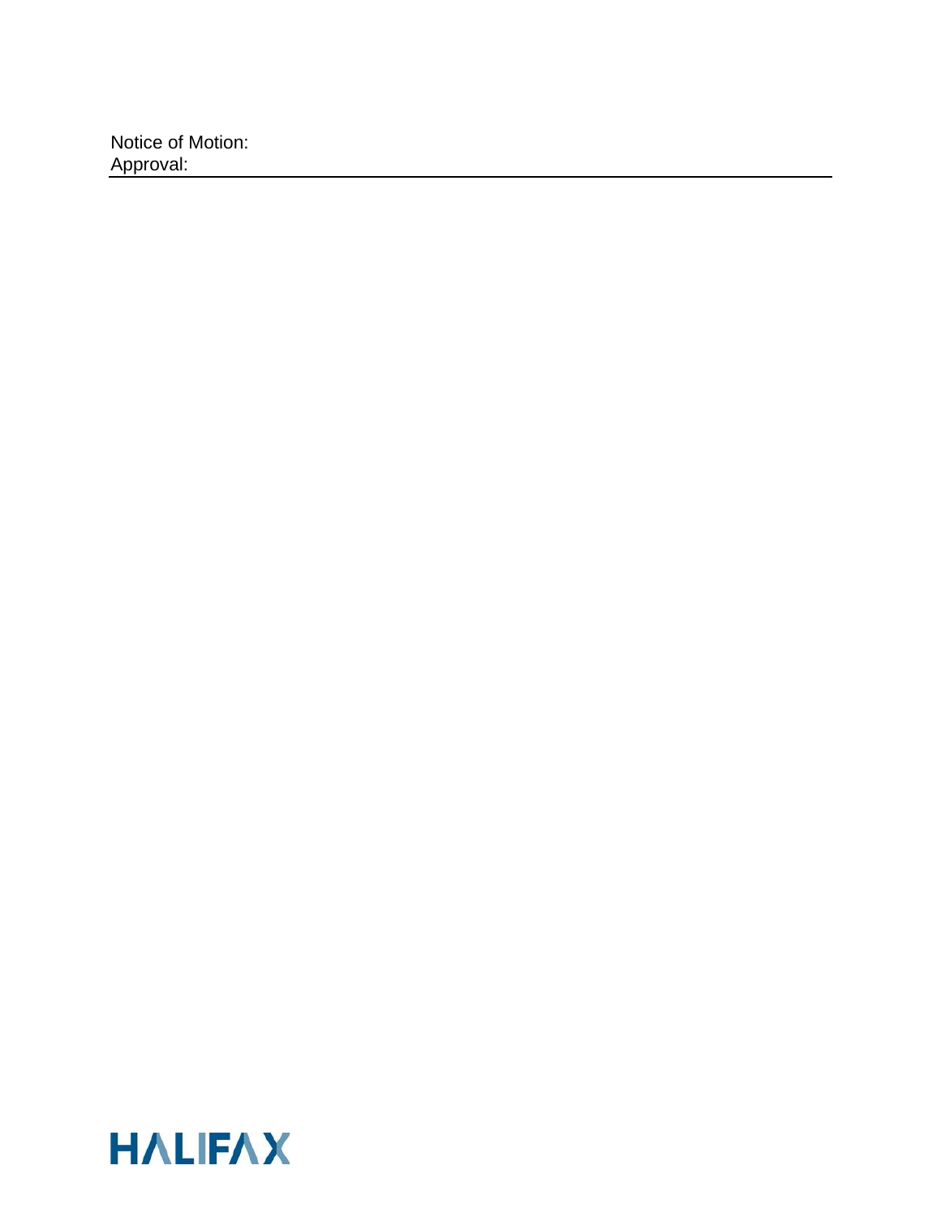Notice of Motion:
Approval:

HALIFAX